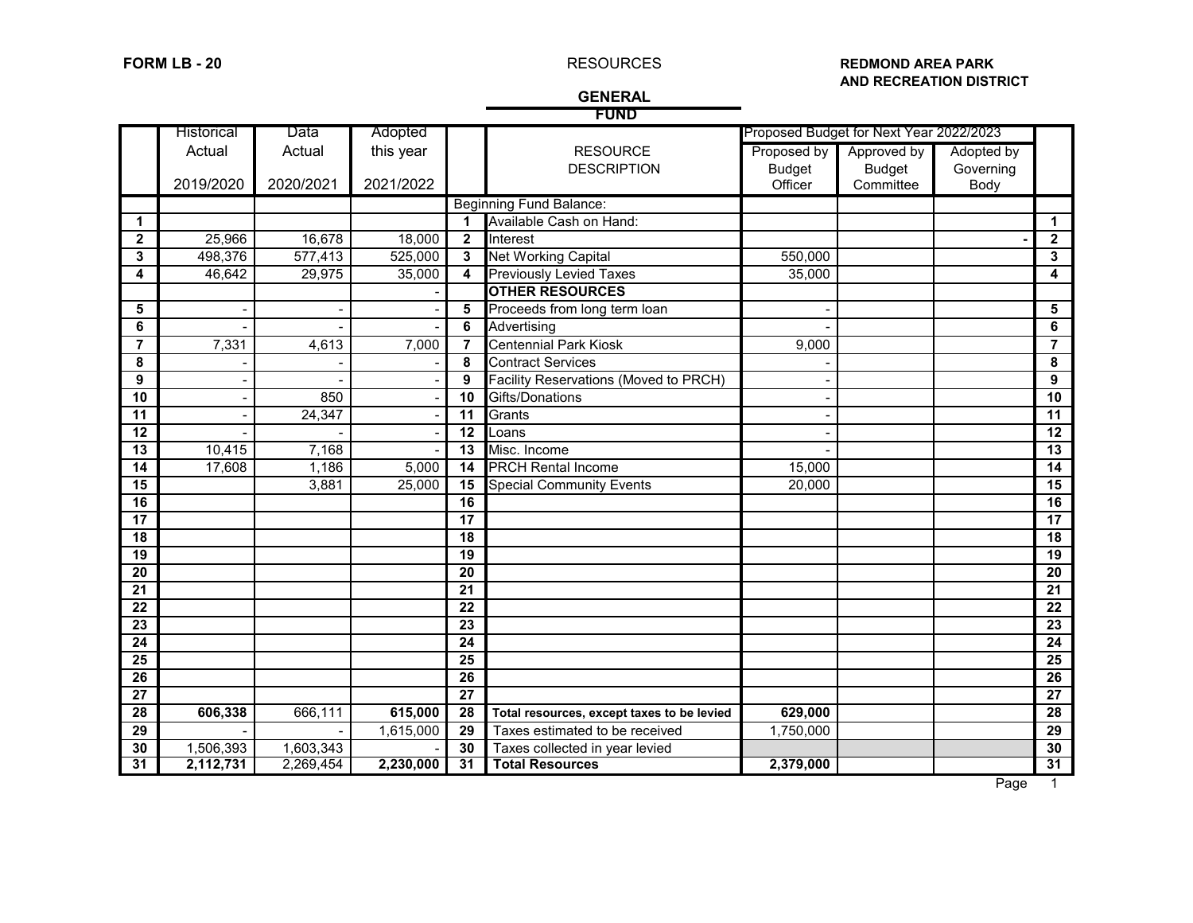**FORM LB - 20**

RESOURCES

**REDMOND AREA PARK AND RECREATION DISTRICT**

**GENERAL FUND**

| | Historical Actual 2019/2020 | Data Actual 2020/2021 | Adopted this year 2021/2022 | | RESOURCE DESCRIPTION | Proposed Budget for Next Year 2022/2023 Proposed by Budget Officer | Approved by Budget Committee | Adopted by Governing Body | |
|---|---|---|---|---|---|---|---|---|---|
| | | | | | Beginning Fund Balance: | | | | |
| **1** | | | | **1** | Available Cash on Hand: | | | | **1** |
| **2** | 25,966 | 16,678 | 18,000 | **2** | Interest | | | - | **2** |
| **3** | 498,376 | 577,413 | 525,000 | **3** | Net Working Capital | 550,000 | | | **3** |
| **4** | 46,642 | 29,975 | 35,000 | **4** | Previously Levied Taxes | 35,000 | | | **4** |
| | | | - | | **OTHER RESOURCES** | | | | |
| **5** | - | - | - | **5** | Proceeds from long term loan | - | | | **5** |
| **6** | - | - | - | **6** | Advertising | - | | | **6** |
| **7** | 7,331 | 4,613 | 7,000 | **7** | Centennial Park Kiosk | 9,000 | | | **7** |
| **8** | - | - | - | **8** | Contract Services | - | | | **8** |
| **9** | - | - | - | **9** | Facility Reservations (Moved to PRCH) | - | | | **9** |
| **10** | - | 850 | - | **10** | Gifts/Donations | - | | | **10** |
| **11** | - | 24,347 | - | **11** | Grants | - | | | **11** |
| **12** | - | - | - | **12** | Loans | - | | | **12** |
| **13** | 10,415 | 7,168 | - | **13** | Misc. Income | - | | | **13** |
| **14** | 17,608 | 1,186 | 5,000 | **14** | PRCH Rental Income | 15,000 | | | **14** |
| **15** | | 3,881 | 25,000 | **15** | Special Community Events | 20,000 | | | **15** |
| **16** | | | | **16** | | | | | **16** |
| **17** | | | | **17** | | | | | **17** |
| **18** | | | | **18** | | | | | **18** |
| **19** | | | | **19** | | | | | **19** |
| **20** | | | | **20** | | | | | **20** |
| **21** | | | | **21** | | | | | **21** |
| **22** | | | | **22** | | | | | **22** |
| **23** | | | | **23** | | | | | **23** |
| **24** | | | | **24** | | | | | **24** |
| **25** | | | | **25** | | | | | **25** |
| **26** | | | | **26** | | | | | **26** |
| **27** | | | | **27** | | | | | **27** |
| **28** | **606,338** | 666,111 | **615,000** | **28** | **Total resources, except taxes to be levied** | **629,000** | | | **28** |
| **29** | - | - | 1,615,000 | **29** | Taxes estimated to be received | 1,750,000 | | | **29** |
| **30** | 1,506,393 | 1,603,343 | - | **30** | Taxes collected in year levied | | | | **30** |
| **31** | **2,112,731** | 2,269,454 | **2,230,000** | **31** | **Total Resources** | **2,379,000** | | | **31** |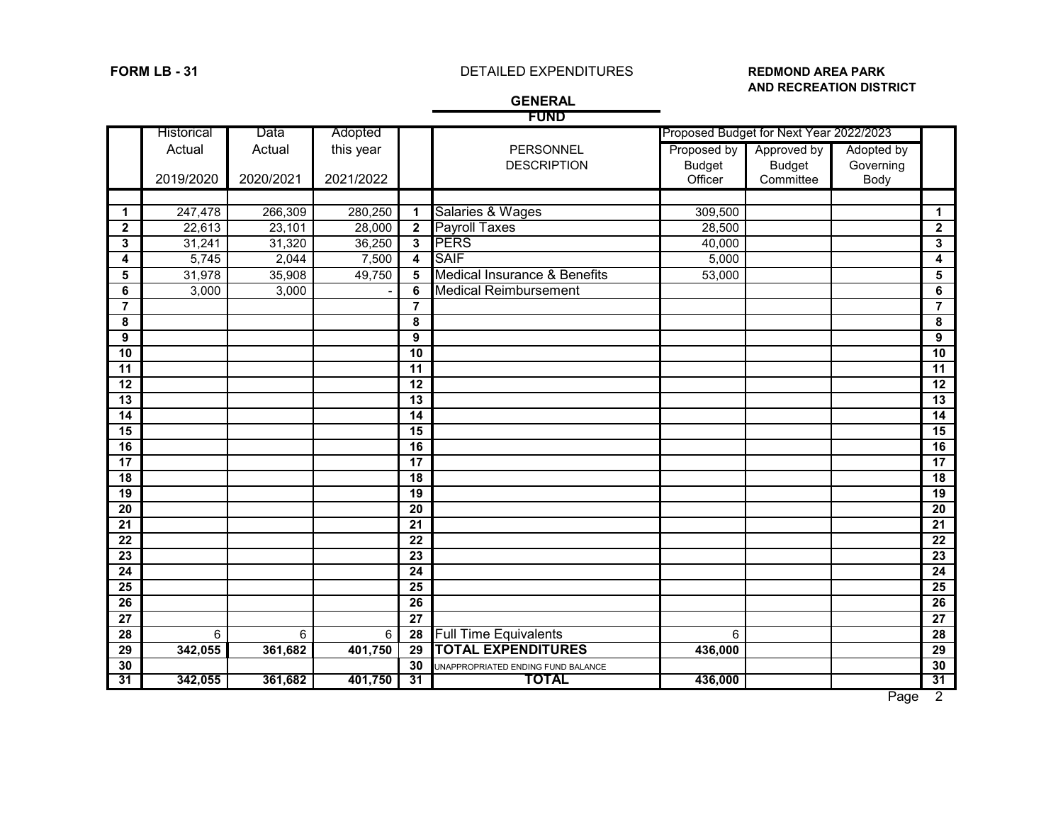**FORM LB - 31**

DETAILED EXPENDITURES

**REDMOND AREA PARK AND RECREATION DISTRICT**

**GENERAL FUND**

| | Historical | Data | Adopted | | | Proposed Budget for Next Year 2022/2023 | | | |
|---|---|---|---|---|---|---|---|---|---|
| | Actual 2019/2020 | Actual 2020/2021 | this year 2021/2022 | | PERSONNEL DESCRIPTION | Proposed by Budget Officer | Approved by Budget Committee | Adopted by Governing Body | |
| **1** | 247,478 | 266,309 | 280,250 | **1** | Salaries & Wages | 309,500 | | | **1** |
| **2** | 22,613 | 23,101 | 28,000 | **2** | Payroll Taxes | 28,500 | | | **2** |
| **3** | 31,241 | 31,320 | 36,250 | **3** | PERS | 40,000 | | | **3** |
| **4** | 5,745 | 2,044 | 7,500 | **4** | SAIF | 5,000 | | | **4** |
| **5** | 31,978 | 35,908 | 49,750 | **5** | Medical Insurance & Benefits | 53,000 | | | **5** |
| **6** | 3,000 | 3,000 | - | **6** | Medical Reimbursement | | | | **6** |
| **7** | | | | **7** | | | | | **7** |
| **8** | | | | **8** | | | | | **8** |
| **9** | | | | **9** | | | | | **9** |
| **10** | | | | **10** | | | | | **10** |
| **11** | | | | **11** | | | | | **11** |
| **12** | | | | **12** | | | | | **12** |
| **13** | | | | **13** | | | | | **13** |
| **14** | | | | **14** | | | | | **14** |
| **15** | | | | **15** | | | | | **15** |
| **16** | | | | **16** | | | | | **16** |
| **17** | | | | **17** | | | | | **17** |
| **18** | | | | **18** | | | | | **18** |
| **19** | | | | **19** | | | | | **19** |
| **20** | | | | **20** | | | | | **20** |
| **21** | | | | **21** | | | | | **21** |
| **22** | | | | **22** | | | | | **22** |
| **23** | | | | **23** | | | | | **23** |
| **24** | | | | **24** | | | | | **24** |
| **25** | | | | **25** | | | | | **25** |
| **26** | | | | **26** | | | | | **26** |
| **27** | | | | **27** | | | | | **27** |
| **28** | 6 | 6 | 6 | **28** | Full Time Equivalents | 6 | | | **28** |
| **29** | **342,055** | **361,682** | **401,750** | **29** | **TOTAL EXPENDITURES** | **436,000** | | | **29** |
| **30** | | | | **30** | UNAPPROPRIATED ENDING FUND BALANCE | | | | **30** |
| **31** | **342,055** | **361,682** | **401,750** | **31** | **TOTAL** | **436,000** | | | **31** |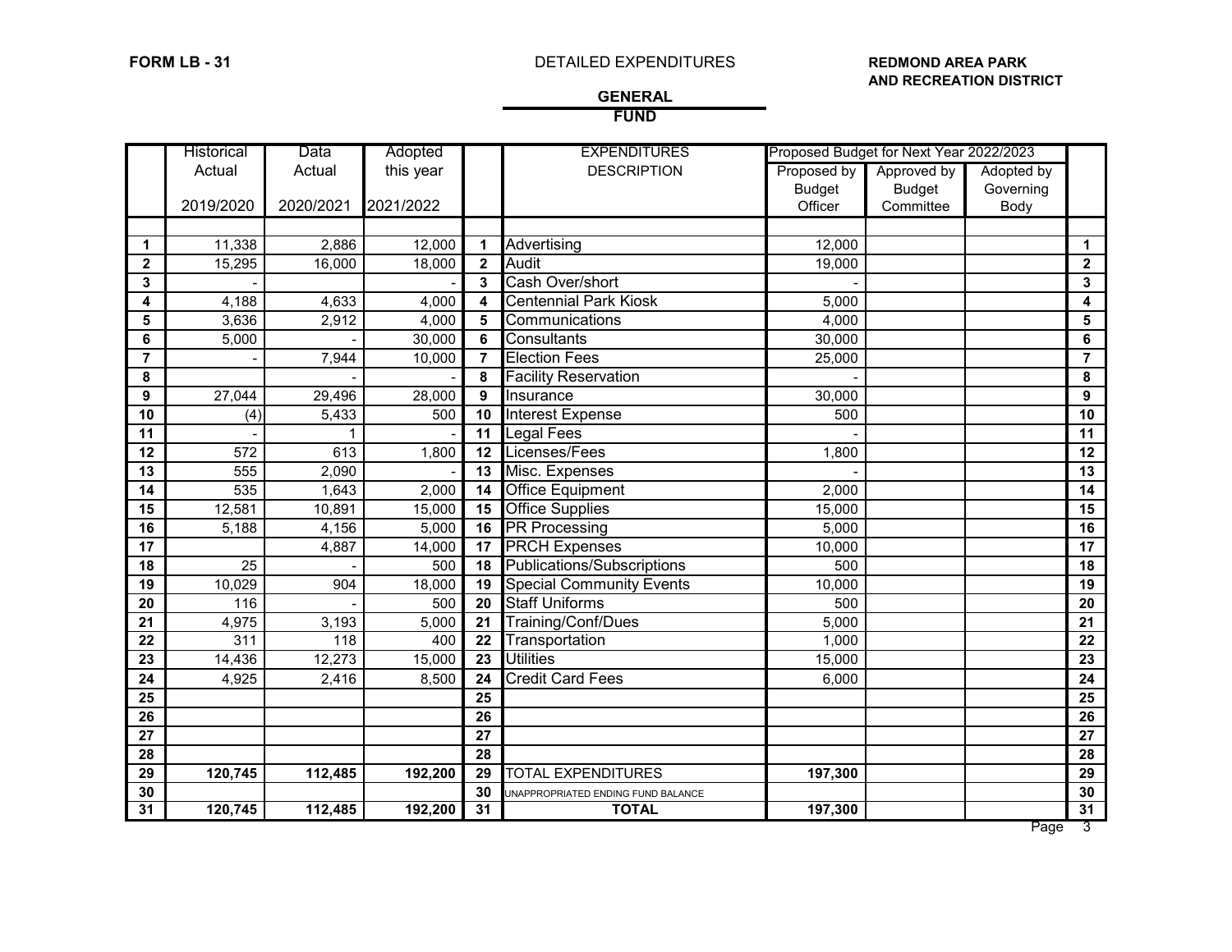**FORM LB - 31**

DETAILED EXPENDITURES

**REDMOND AREA PARK AND RECREATION DISTRICT**

**GENERAL FUND**

| | Historical Actual 2019/2020 | Data Actual 2020/2021 | Adopted this year 2021/2022 | | EXPENDITURES DESCRIPTION | Proposed Budget for Next Year 2022/2023 | | | |
|---|---|---|---|---|---|---|---|---|---|
| | | | | | | Proposed by Budget Officer | Approved by Budget Committee | Adopted by Governing Body | |
| **1** | 11,338 | 2,886 | 12,000 | **1** | Advertising | 12,000 | | | **1** |
| **2** | 15,295 | 16,000 | 18,000 | **2** | Audit | 19,000 | | | **2** |
| **3** | - | | - | **3** | Cash Over/short | - | | | **3** |
| **4** | 4,188 | 4,633 | 4,000 | **4** | Centennial Park Kiosk | 5,000 | | | **4** |
| **5** | 3,636 | 2,912 | 4,000 | **5** | Communications | 4,000 | | | **5** |
| **6** | 5,000 | - | 30,000 | **6** | Consultants | 30,000 | | | **6** |
| **7** | - | 7,944 | 10,000 | **7** | Election Fees | 25,000 | | | **7** |
| **8** | | - | - | **8** | Facility Reservation | - | | | **8** |
| **9** | 27,044 | 29,496 | 28,000 | **9** | Insurance | 30,000 | | | **9** |
| **10** | (4) | 5,433 | 500 | **10** | Interest Expense | 500 | | | **10** |
| **11** | - | 1 | - | **11** | Legal Fees | - | | | **11** |
| **12** | 572 | 613 | 1,800 | **12** | Licenses/Fees | 1,800 | | | **12** |
| **13** | 555 | 2,090 | - | **13** | Misc. Expenses | - | | | **13** |
| **14** | 535 | 1,643 | 2,000 | **14** | Office Equipment | 2,000 | | | **14** |
| **15** | 12,581 | 10,891 | 15,000 | **15** | Office Supplies | 15,000 | | | **15** |
| **16** | 5,188 | 4,156 | 5,000 | **16** | PR Processing | 5,000 | | | **16** |
| **17** | | 4,887 | 14,000 | **17** | PRCH Expenses | 10,000 | | | **17** |
| **18** | 25 | - | 500 | **18** | Publications/Subscriptions | 500 | | | **18** |
| **19** | 10,029 | 904 | 18,000 | **19** | Special Community Events | 10,000 | | | **19** |
| **20** | 116 | - | 500 | **20** | Staff Uniforms | 500 | | | **20** |
| **21** | 4,975 | 3,193 | 5,000 | **21** | Training/Conf/Dues | 5,000 | | | **21** |
| **22** | 311 | 118 | 400 | **22** | Transportation | 1,000 | | | **22** |
| **23** | 14,436 | 12,273 | 15,000 | **23** | Utilities | 15,000 | | | **23** |
| **24** | 4,925 | 2,416 | 8,500 | **24** | Credit Card Fees | 6,000 | | | **24** |
| **25** | | | | **25** | | | | | **25** |
| **26** | | | | **26** | | | | | **26** |
| **27** | | | | **27** | | | | | **27** |
| **28** | | | | **28** | | | | | **28** |
| **29** | **120,745** | **112,485** | **192,200** | **29** | TOTAL EXPENDITURES | **197,300** | | | **29** |
| **30** | | | | **30** | UNAPPROPRIATED ENDING FUND BALANCE | | | | **30** |
| **31** | **120,745** | **112,485** | **192,200** | **31** | **TOTAL** | **197,300** | | | **31** |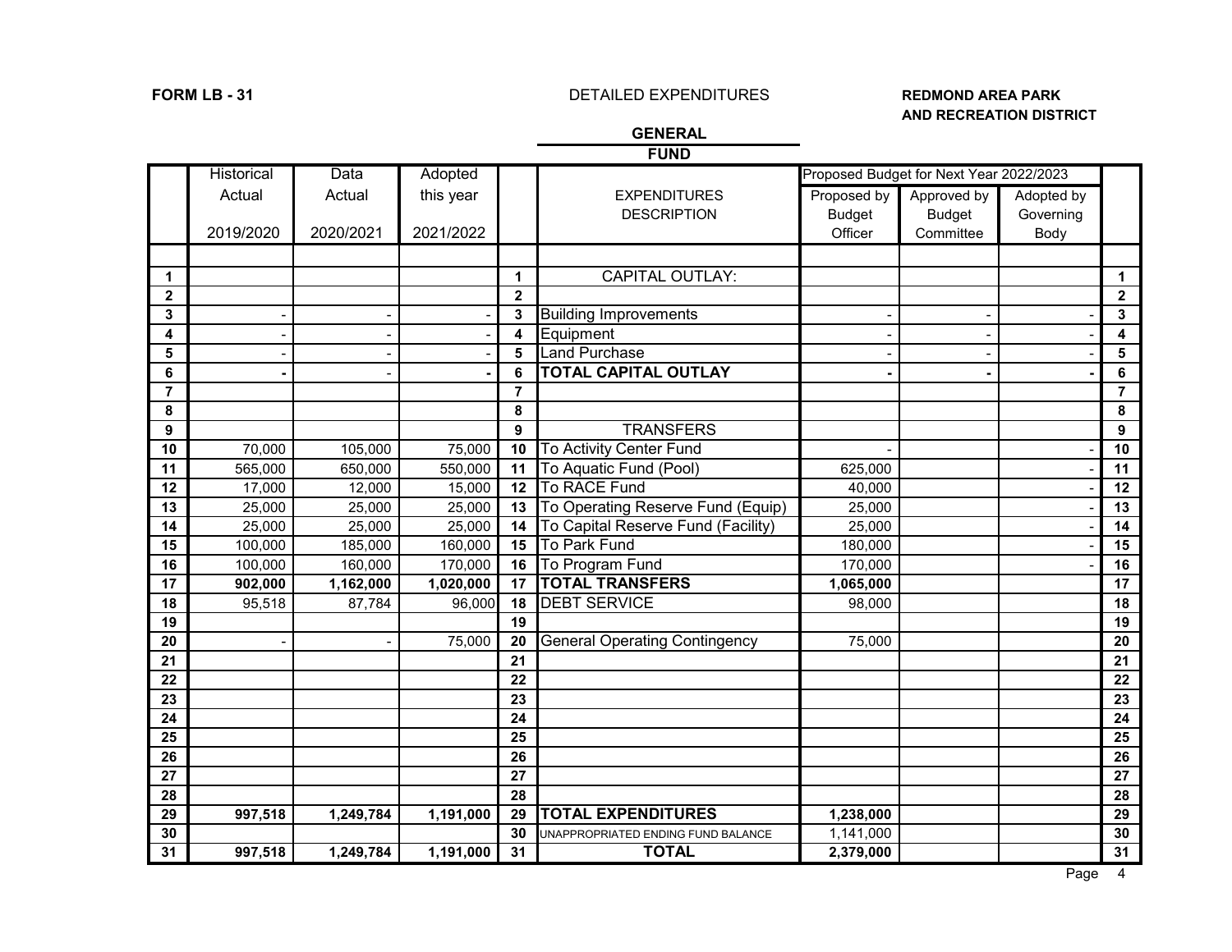**FORM LB - 31**

DETAILED EXPENDITURES

**REDMOND AREA PARK AND RECREATION DISTRICT**

**GENERAL FUND**

| | Historical Actual 2019/2020 | Data Actual 2020/2021 | Adopted this year 2021/2022 | | EXPENDITURES DESCRIPTION | Proposed Budget for Next Year 2022/2023 Proposed by Budget Officer | Approved by Budget Committee | Adopted by Governing Body | |
|---|---|---|---|---|---|---|---|---|---|
| 1 | | | | 1 | CAPITAL OUTLAY: | | | | 1 |
| 2 | | | | 2 | | | | | 2 |
| 3 | - | - | - | 3 | Building Improvements | - | - | - | 3 |
| 4 | - | - | - | 4 | Equipment | - | - | - | 4 |
| 5 | - | - | - | 5 | Land Purchase | - | - | - | 5 |
| 6 | **-** | - | **-** | 6 | **TOTAL CAPITAL OUTLAY** | **-** | **-** | **-** | 6 |
| 7 | | | | 7 | | | | | 7 |
| 8 | | | | 8 | | | | | 8 |
| 9 | | | | 9 | TRANSFERS | | | | 9 |
| 10 | 70,000 | 105,000 | 75,000 | 10 | To Activity Center Fund | - | | - | 10 |
| 11 | 565,000 | 650,000 | 550,000 | 11 | To Aquatic Fund (Pool) | 625,000 | | - | 11 |
| 12 | 17,000 | 12,000 | 15,000 | 12 | To RACE Fund | 40,000 | | - | 12 |
| 13 | 25,000 | 25,000 | 25,000 | 13 | To Operating Reserve Fund (Equip) | 25,000 | | - | 13 |
| 14 | 25,000 | 25,000 | 25,000 | 14 | To Capital Reserve Fund (Facility) | 25,000 | | - | 14 |
| 15 | 100,000 | 185,000 | 160,000 | 15 | To Park Fund | 180,000 | | - | 15 |
| 16 | 100,000 | 160,000 | 170,000 | 16 | To Program Fund | 170,000 | | - | 16 |
| 17 | **902,000** | **1,162,000** | **1,020,000** | 17 | **TOTAL TRANSFERS** | **1,065,000** | | | 17 |
| 18 | 95,518 | 87,784 | 96,000 | 18 | DEBT SERVICE | 98,000 | | | 18 |
| 19 | | | | 19 | | | | | 19 |
| 20 | - | - | 75,000 | 20 | General Operating Contingency | 75,000 | | | 20 |
| 21 | | | | 21 | | | | | 21 |
| 22 | | | | 22 | | | | | 22 |
| 23 | | | | 23 | | | | | 23 |
| 24 | | | | 24 | | | | | 24 |
| 25 | | | | 25 | | | | | 25 |
| 26 | | | | 26 | | | | | 26 |
| 27 | | | | 27 | | | | | 27 |
| 28 | | | | 28 | | | | | 28 |
| 29 | **997,518** | **1,249,784** | **1,191,000** | 29 | **TOTAL EXPENDITURES** | **1,238,000** | | | 29 |
| 30 | | | | 30 | UNAPPROPRIATED ENDING FUND BALANCE | 1,141,000 | | | 30 |
| 31 | **997,518** | **1,249,784** | **1,191,000** | 31 | **TOTAL** | **2,379,000** | | | 31 |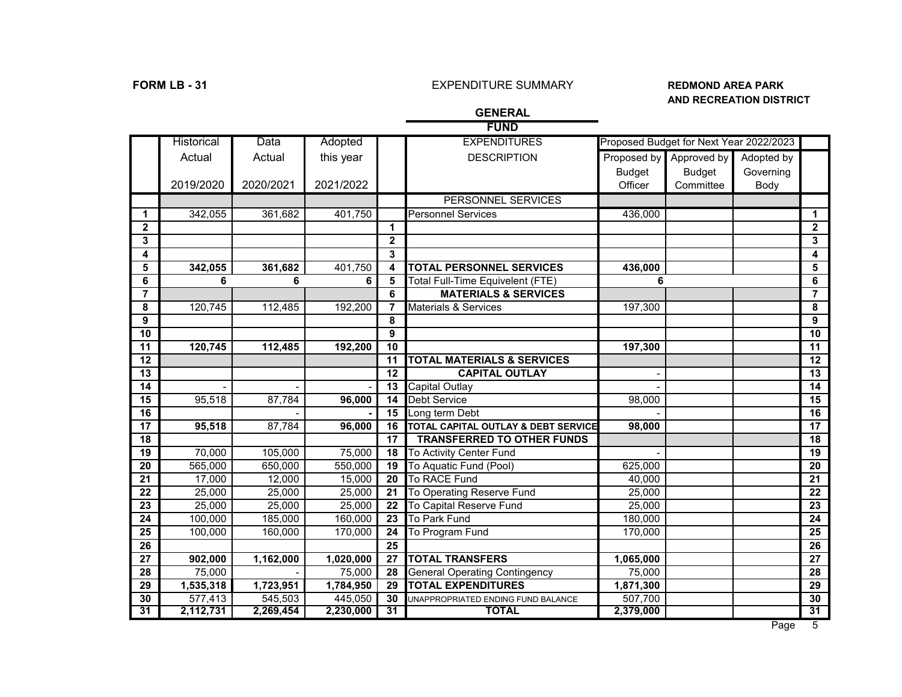**FORM LB - 31**

EXPENDITURE SUMMARY

**REDMOND AREA PARK AND RECREATION DISTRICT**

**GENERAL FUND**

| | Historical Actual 2019/2020 | Data Actual 2020/2021 | Adopted this year 2021/2022 | | EXPENDITURES DESCRIPTION | Proposed Budget for Next Year 2022/2023 Proposed by Budget Officer | Approved by Budget Committee | Adopted by Governing Body | |
|---|---|---|---|---|---|---|---|---|---|
| | | | | | PERSONNEL SERVICES | | | | |
| 1 | 342,055 | 361,682 | 401,750 | | Personnel Services | 436,000 | | | 1 |
| 2 | | | | 1 | | | | | 2 |
| 3 | | | | 2 | | | | | 3 |
| 4 | | | | 3 | | | | | 4 |
| 5 | **342,055** | **361,682** | 401,750 | 4 | **TOTAL PERSONNEL SERVICES** | **436,000** | | | 5 |
| 6 | **6** | **6** | **6** | 5 | Total Full-Time Equivelent (FTE) | **6** | | | 6 |
| 7 | | | | 6 | **MATERIALS & SERVICES** | | | | 7 |
| 8 | 120,745 | 112,485 | 192,200 | 7 | Materials & Services | 197,300 | | | 8 |
| 9 | | | | 8 | | | | | 9 |
| 10 | | | | 9 | | | | | 10 |
| 11 | **120,745** | **112,485** | **192,200** | 10 | | **197,300** | | | 11 |
| 12 | | | | 11 | **TOTAL MATERIALS & SERVICES** | | | | 12 |
| 13 | | | | 12 | **CAPITAL OUTLAY** | - | | | 13 |
| 14 | - | - | - | 13 | Capital Outlay | - | | | 14 |
| 15 | 95,518 | 87,784 | **96,000** | 14 | Debt Service | 98,000 | | | 15 |
| 16 | | - | **-** | 15 | Long term Debt | - | | | 16 |
| 17 | **95,518** | 87,784 | **96,000** | 16 | **TOTAL CAPITAL OUTLAY & DEBT SERVICE** | **98,000** | | | 17 |
| 18 | | | | 17 | **TRANSFERRED TO OTHER FUNDS** | | | | 18 |
| 19 | 70,000 | 105,000 | 75,000 | 18 | To Activity Center Fund | - | | | 19 |
| 20 | 565,000 | 650,000 | 550,000 | 19 | To Aquatic Fund (Pool) | 625,000 | | | 20 |
| 21 | 17,000 | 12,000 | 15,000 | 20 | To RACE Fund | 40,000 | | | 21 |
| 22 | 25,000 | 25,000 | 25,000 | 21 | To Operating Reserve Fund | 25,000 | | | 22 |
| 23 | 25,000 | 25,000 | 25,000 | 22 | To Capital Reserve Fund | 25,000 | | | 23 |
| 24 | 100,000 | 185,000 | 160,000 | 23 | To Park Fund | 180,000 | | | 24 |
| 25 | 100,000 | 160,000 | 170,000 | 24 | To Program Fund | 170,000 | | | 25 |
| 26 | | | | 25 | | | | | 26 |
| 27 | **902,000** | **1,162,000** | **1,020,000** | 27 | **TOTAL TRANSFERS** | **1,065,000** | | | 27 |
| 28 | 75,000 | - | 75,000 | 28 | General Operating Contingency | 75,000 | | | 28 |
| 29 | **1,535,318** | **1,723,951** | **1,784,950** | 29 | **TOTAL EXPENDITURES** | **1,871,300** | | | 29 |
| 30 | 577,413 | 545,503 | 445,050 | 30 | UNAPPROPRIATED ENDING FUND BALANCE | 507,700 | | | 30 |
| 31 | **2,112,731** | **2,269,454** | **2,230,000** | 31 | **TOTAL** | **2,379,000** | | | 31 |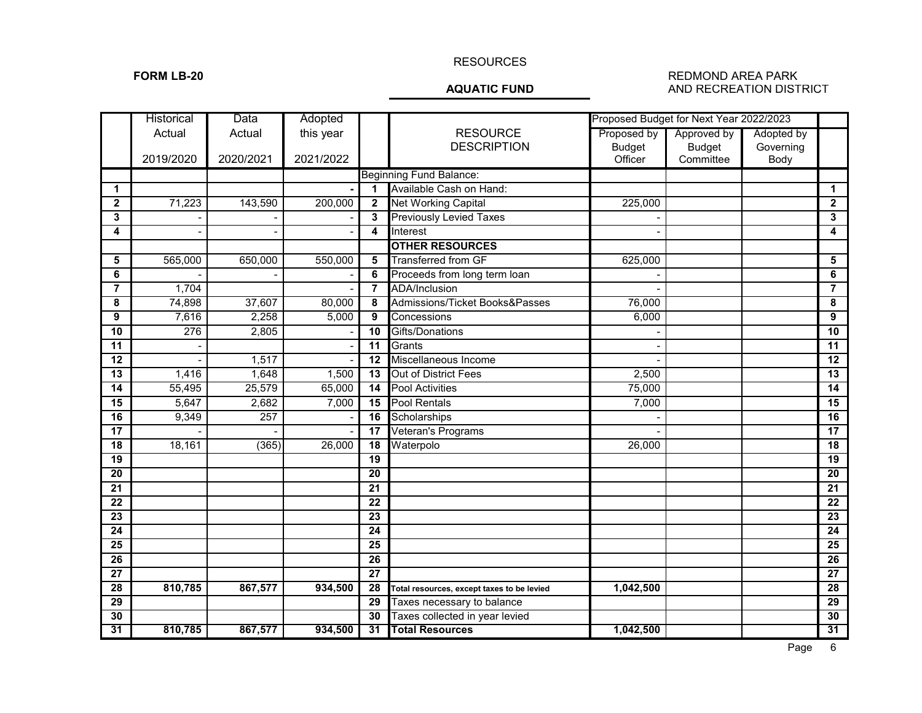RESOURCES

**FORM LB-20**

**AQUATIC FUND**

REDMOND AREA PARK AND RECREATION DISTRICT

| | Historical Actual 2019/2020 | Data Actual 2020/2021 | Adopted this year 2021/2022 | | RESOURCE DESCRIPTION | Proposed Budget for Next Year 2022/2023 Proposed by Budget Officer | Approved by Budget Committee | Adopted by Governing Body | |
|---|---|---|---|---|---|---|---|---|---|
| | | | | | Beginning Fund Balance: | | | | |
| **1** | | | - | **1** | Available Cash on Hand: | | | | **1** |
| **2** | 71,223 | 143,590 | 200,000 | **2** | Net Working Capital | 225,000 | | | **2** |
| **3** | - | - | - | **3** | Previously Levied Taxes | - | | | **3** |
| **4** | - | - | - | **4** | Interest | - | | | **4** |
| | | | | | **OTHER RESOURCES** | | | | |
| **5** | 565,000 | 650,000 | 550,000 | **5** | Transferred from GF | 625,000 | | | **5** |
| **6** | - | - | - | **6** | Proceeds from long term loan | - | | | **6** |
| **7** | 1,704 | | - | **7** | ADA/Inclusion | - | | | **7** |
| **8** | 74,898 | 37,607 | 80,000 | **8** | Admissions/Ticket Books&Passes | 76,000 | | | **8** |
| **9** | 7,616 | 2,258 | 5,000 | **9** | Concessions | 6,000 | | | **9** |
| **10** | 276 | 2,805 | - | **10** | Gifts/Donations | - | | | **10** |
| **11** | - | | - | **11** | Grants | - | | | **11** |
| **12** | - | 1,517 | - | **12** | Miscellaneous Income | - | | | **12** |
| **13** | 1,416 | 1,648 | 1,500 | **13** | Out of District Fees | 2,500 | | | **13** |
| **14** | 55,495 | 25,579 | 65,000 | **14** | Pool Activities | 75,000 | | | **14** |
| **15** | 5,647 | 2,682 | 7,000 | **15** | Pool Rentals | 7,000 | | | **15** |
| **16** | 9,349 | 257 | - | **16** | Scholarships | - | | | **16** |
| **17** | - | - | - | **17** | Veteran's Programs | - | | | **17** |
| **18** | 18,161 | (365) | 26,000 | **18** | Waterpolo | 26,000 | | | **18** |
| **19** | | | | **19** | | | | | **19** |
| **20** | | | | **20** | | | | | **20** |
| **21** | | | | **21** | | | | | **21** |
| **22** | | | | **22** | | | | | **22** |
| **23** | | | | **23** | | | | | **23** |
| **24** | | | | **24** | | | | | **24** |
| **25** | | | | **25** | | | | | **25** |
| **26** | | | | **26** | | | | | **26** |
| **27** | | | | **27** | | | | | **27** |
| **28** | **810,785** | **867,577** | **934,500** | **28** | **Total resources, except taxes to be levied** | **1,042,500** | | | **28** |
| **29** | | | | **29** | Taxes necessary to balance | | | | **29** |
| **30** | | | | **30** | Taxes collected in year levied | | | | **30** |
| **31** | **810,785** | **867,577** | **934,500** | **31** | **Total Resources** | **1,042,500** | | | **31** |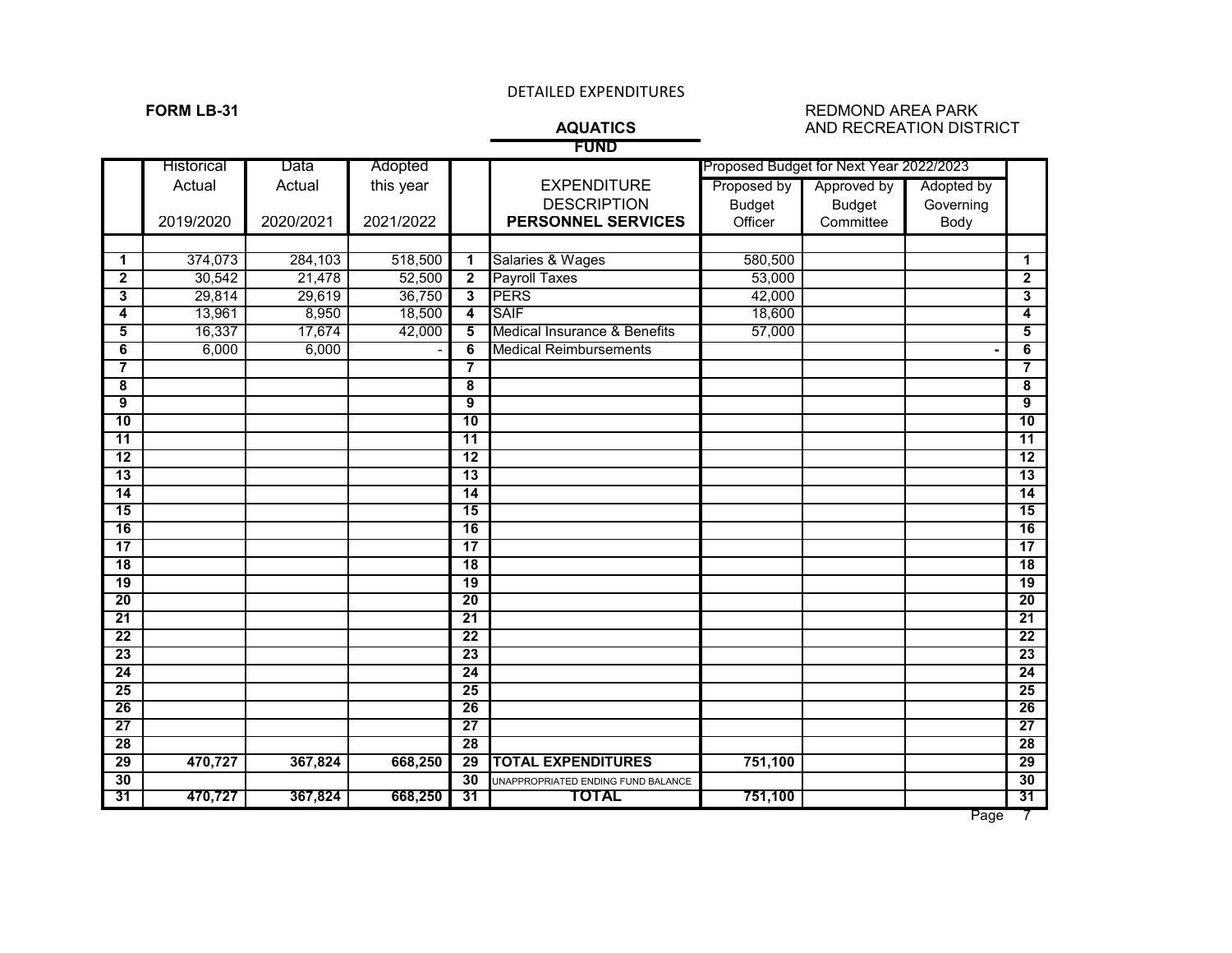DETAILED EXPENDITURES

**FORM LB-31**

**AQUATICS FUND**

REDMOND AREA PARK AND RECREATION DISTRICT

| | Historical Data | | Adopted | | | Proposed Budget for Next Year 2022/2023 | | | |
|---|---|---|---|---|---|---|---|---|---|
| | Actual 2019/2020 | Actual 2020/2021 | this year 2021/2022 | | EXPENDITURE DESCRIPTION **PERSONNEL SERVICES** | Proposed by Budget Officer | Approved by Budget Committee | Adopted by Governing Body | |
| **1** | 374,073 | 284,103 | 518,500 | **1** | Salaries & Wages | 580,500 | | | **1** |
| **2** | 30,542 | 21,478 | 52,500 | **2** | Payroll Taxes | 53,000 | | | **2** |
| **3** | 29,814 | 29,619 | 36,750 | **3** | PERS | 42,000 | | | **3** |
| **4** | 13,961 | 8,950 | 18,500 | **4** | SAIF | 18,600 | | | **4** |
| **5** | 16,337 | 17,674 | 42,000 | **5** | Medical Insurance & Benefits | 57,000 | | | **5** |
| **6** | 6,000 | 6,000 | - | **6** | Medical Reimbursements | | | - | **6** |
| **7** | | | | **7** | | | | | **7** |
| **8** | | | | **8** | | | | | **8** |
| **9** | | | | **9** | | | | | **9** |
| **10** | | | | **10** | | | | | **10** |
| **11** | | | | **11** | | | | | **11** |
| **12** | | | | **12** | | | | | **12** |
| **13** | | | | **13** | | | | | **13** |
| **14** | | | | **14** | | | | | **14** |
| **15** | | | | **15** | | | | | **15** |
| **16** | | | | **16** | | | | | **16** |
| **17** | | | | **17** | | | | | **17** |
| **18** | | | | **18** | | | | | **18** |
| **19** | | | | **19** | | | | | **19** |
| **20** | | | | **20** | | | | | **20** |
| **21** | | | | **21** | | | | | **21** |
| **22** | | | | **22** | | | | | **22** |
| **23** | | | | **23** | | | | | **23** |
| **24** | | | | **24** | | | | | **24** |
| **25** | | | | **25** | | | | | **25** |
| **26** | | | | **26** | | | | | **26** |
| **27** | | | | **27** | | | | | **27** |
| **28** | | | | **28** | | | | | **28** |
| **29** | **470,727** | **367,824** | **668,250** | **29** | **TOTAL EXPENDITURES** | **751,100** | | | **29** |
| **30** | | | | **30** | UNAPPROPRIATED ENDING FUND BALANCE | | | | **30** |
| **31** | **470,727** | **367,824** | **668,250** | **31** | **TOTAL** | **751,100** | | | **31** |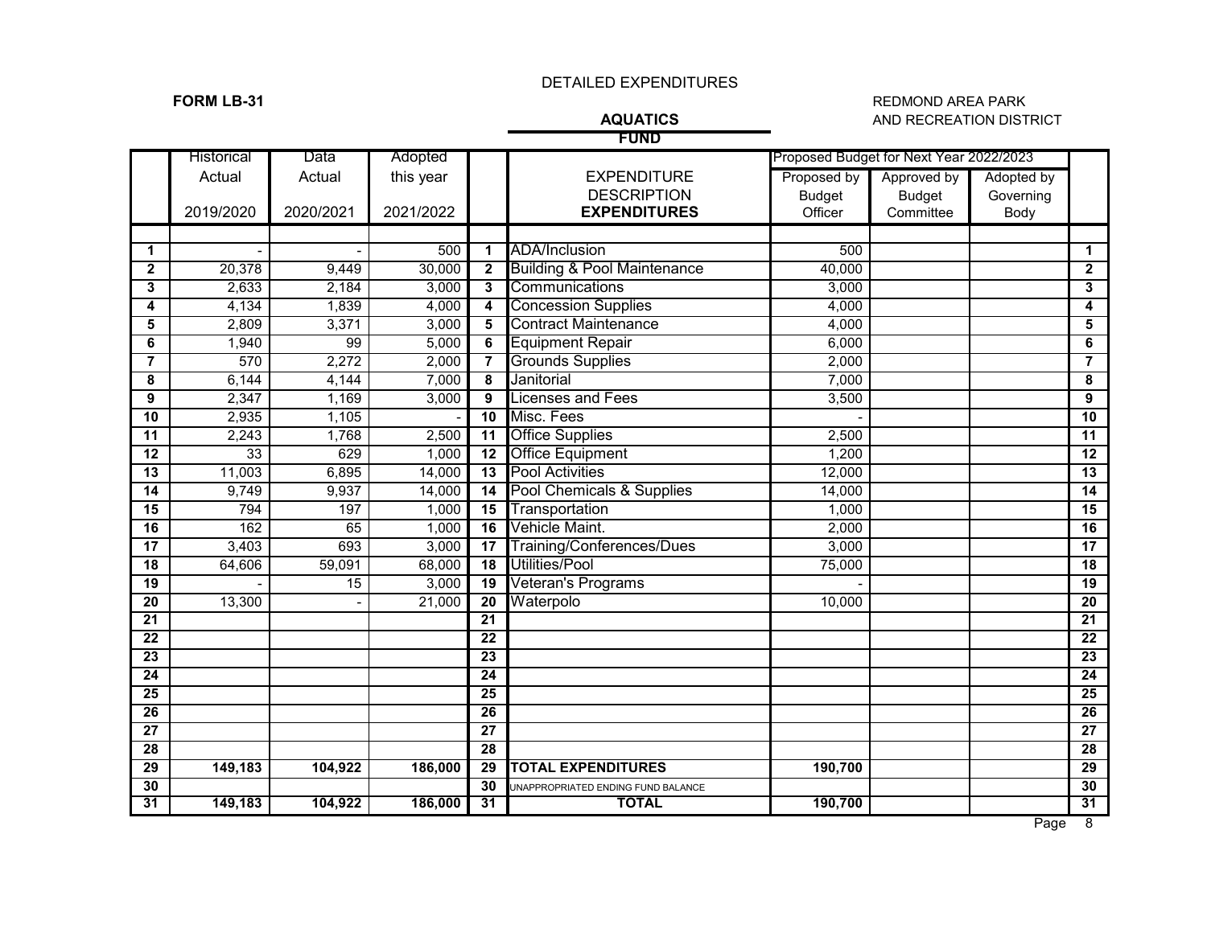DETAILED EXPENDITURES

**FORM LB-31**

REDMOND AREA PARK AND RECREATION DISTRICT

**AQUATICS**
**FUND**

| | Historical Data | | Adopted | | | Proposed Budget for Next Year 2022/2023 | | | |
|---|---|---|---|---|---|---|---|---|---|
| | Actual 2019/2020 | Actual 2020/2021 | this year 2021/2022 | | EXPENDITURE DESCRIPTION **EXPENDITURES** | Proposed by Budget Officer | Approved by Budget Committee | Adopted by Governing Body | |
| **1** | - | - | 500 | **1** | ADA/Inclusion | 500 | | | **1** |
| **2** | 20,378 | 9,449 | 30,000 | **2** | Building & Pool Maintenance | 40,000 | | | **2** |
| **3** | 2,633 | 2,184 | 3,000 | **3** | Communications | 3,000 | | | **3** |
| **4** | 4,134 | 1,839 | 4,000 | **4** | Concession Supplies | 4,000 | | | **4** |
| **5** | 2,809 | 3,371 | 3,000 | **5** | Contract Maintenance | 4,000 | | | **5** |
| **6** | 1,940 | 99 | 5,000 | **6** | Equipment Repair | 6,000 | | | **6** |
| **7** | 570 | 2,272 | 2,000 | **7** | Grounds Supplies | 2,000 | | | **7** |
| **8** | 6,144 | 4,144 | 7,000 | **8** | Janitorial | 7,000 | | | **8** |
| **9** | 2,347 | 1,169 | 3,000 | **9** | Licenses and Fees | 3,500 | | | **9** |
| **10** | 2,935 | 1,105 | - | **10** | Misc. Fees | - | | | **10** |
| **11** | 2,243 | 1,768 | 2,500 | **11** | Office Supplies | 2,500 | | | **11** |
| **12** | 33 | 629 | 1,000 | **12** | Office Equipment | 1,200 | | | **12** |
| **13** | 11,003 | 6,895 | 14,000 | **13** | Pool Activities | 12,000 | | | **13** |
| **14** | 9,749 | 9,937 | 14,000 | **14** | Pool Chemicals & Supplies | 14,000 | | | **14** |
| **15** | 794 | 197 | 1,000 | **15** | Transportation | 1,000 | | | **15** |
| **16** | 162 | 65 | 1,000 | **16** | Vehicle Maint. | 2,000 | | | **16** |
| **17** | 3,403 | 693 | 3,000 | **17** | Training/Conferences/Dues | 3,000 | | | **17** |
| **18** | 64,606 | 59,091 | 68,000 | **18** | Utilities/Pool | 75,000 | | | **18** |
| **19** | - | 15 | 3,000 | **19** | Veteran's Programs | - | | | **19** |
| **20** | 13,300 | - | 21,000 | **20** | Waterpolo | 10,000 | | | **20** |
| **21** | | | | **21** | | | | | **21** |
| **22** | | | | **22** | | | | | **22** |
| **23** | | | | **23** | | | | | **23** |
| **24** | | | | **24** | | | | | **24** |
| **25** | | | | **25** | | | | | **25** |
| **26** | | | | **26** | | | | | **26** |
| **27** | | | | **27** | | | | | **27** |
| **28** | | | | **28** | | | | | **28** |
| **29** | **149,183** | **104,922** | **186,000** | **29** | **TOTAL EXPENDITURES** | **190,700** | | | **29** |
| **30** | | | | **30** | UNAPPROPRIATED ENDING FUND BALANCE | | | | **30** |
| **31** | **149,183** | **104,922** | **186,000** | **31** | **TOTAL** | **190,700** | | | **31** |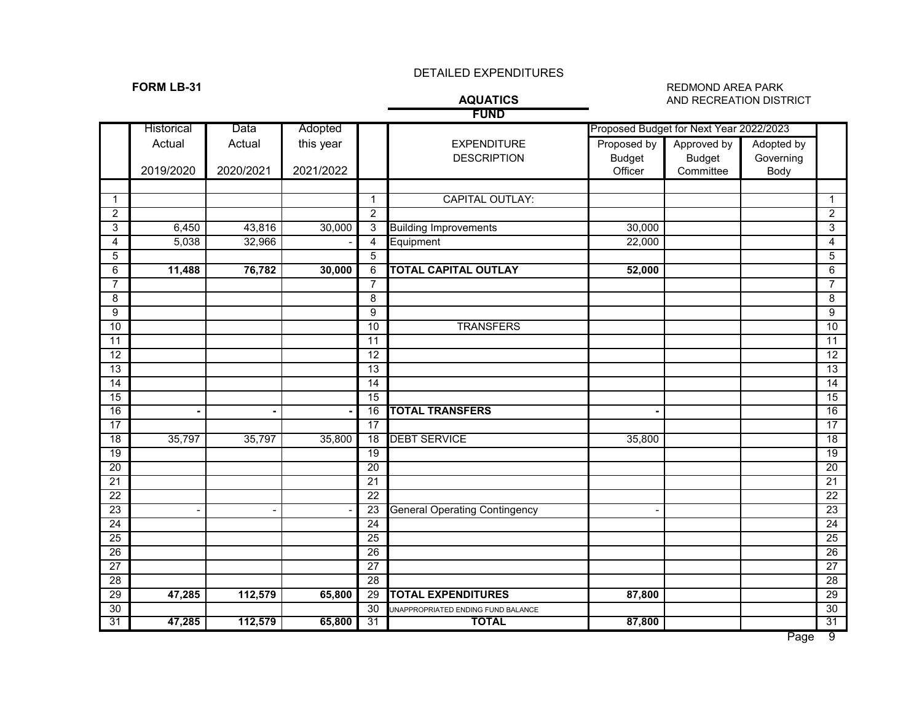DETAILED EXPENDITURES

**FORM LB-31**

REDMOND AREA PARK AND RECREATION DISTRICT

**AQUATICS FUND**

| | Historical Actual 2019/2020 | Data Actual 2020/2021 | Adopted this year 2021/2022 | | EXPENDITURE DESCRIPTION | Proposed Budget for Next Year 2022/2023 Proposed by Budget Officer | Approved by Budget Committee | Adopted by Governing Body | |
|---|---|---|---|---|---|---|---|---|---|
| 1 | | | | 1 | CAPITAL OUTLAY: | | | | 1 |
| 2 | | | | 2 | | | | | 2 |
| 3 | 6,450 | 43,816 | 30,000 | 3 | Building Improvements | 30,000 | | | 3 |
| 4 | 5,038 | 32,966 | - | 4 | Equipment | 22,000 | | | 4 |
| 5 | | | | 5 | | | | | 5 |
| 6 | **11,488** | **76,782** | **30,000** | 6 | **TOTAL CAPITAL OUTLAY** | **52,000** | | | 6 |
| 7 | | | | 7 | | | | | 7 |
| 8 | | | | 8 | | | | | 8 |
| 9 | | | | 9 | | | | | 9 |
| 10 | | | | 10 | TRANSFERS | | | | 10 |
| 11 | | | | 11 | | | | | 11 |
| 12 | | | | 12 | | | | | 12 |
| 13 | | | | 13 | | | | | 13 |
| 14 | | | | 14 | | | | | 14 |
| 15 | | | | 15 | | | | | 15 |
| 16 | **-** | **-** | **-** | 16 | **TOTAL TRANSFERS** | **-** | | | 16 |
| 17 | | | | 17 | | | | | 17 |
| 18 | 35,797 | 35,797 | 35,800 | 18 | DEBT SERVICE | 35,800 | | | 18 |
| 19 | | | | 19 | | | | | 19 |
| 20 | | | | 20 | | | | | 20 |
| 21 | | | | 21 | | | | | 21 |
| 22 | | | | 22 | | | | | 22 |
| 23 | - | - | - | 23 | General Operating Contingency | - | | | 23 |
| 24 | | | | 24 | | | | | 24 |
| 25 | | | | 25 | | | | | 25 |
| 26 | | | | 26 | | | | | 26 |
| 27 | | | | 27 | | | | | 27 |
| 28 | | | | 28 | | | | | 28 |
| 29 | **47,285** | **112,579** | **65,800** | 29 | **TOTAL EXPENDITURES** | **87,800** | | | 29 |
| 30 | | | | 30 | UNAPPROPRIATED ENDING FUND BALANCE | | | | 30 |
| 31 | **47,285** | **112,579** | **65,800** | 31 | **TOTAL** | **87,800** | | | 31 |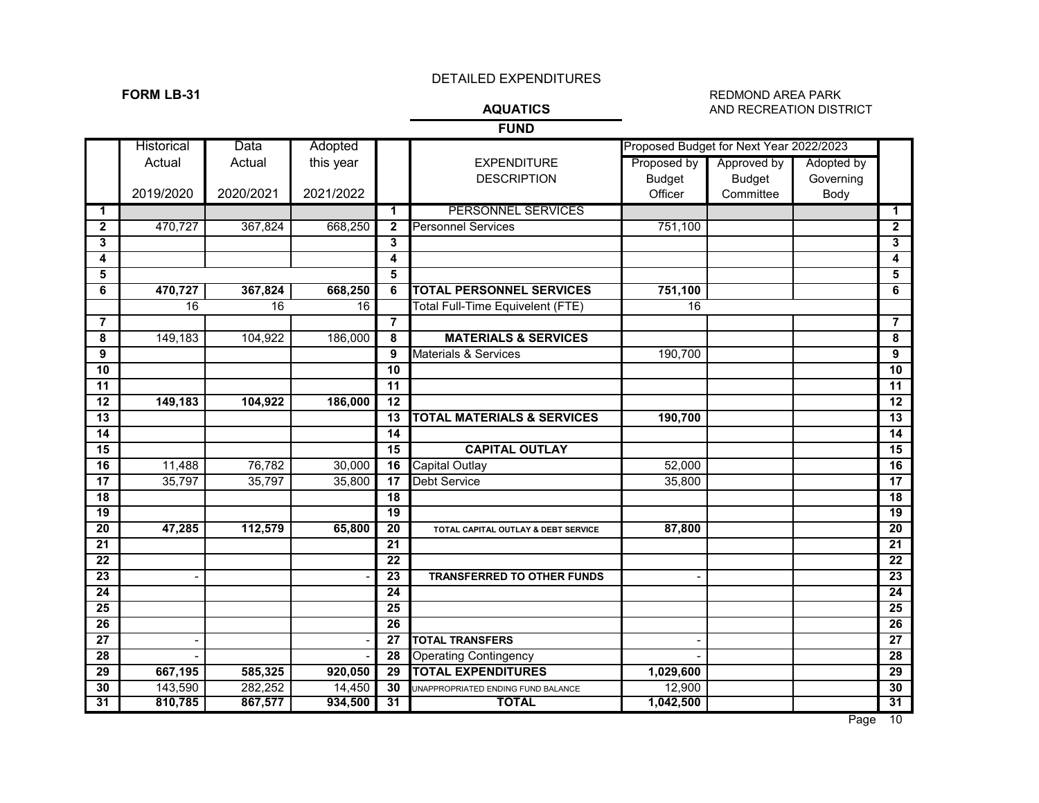DETAILED EXPENDITURES

**FORM LB-31**

REDMOND AREA PARK AND RECREATION DISTRICT

**AQUATICS**

**FUND**

| | Historical Actual 2019/2020 | Data Actual 2020/2021 | Adopted this year 2021/2022 | | EXPENDITURE DESCRIPTION | Proposed Budget for Next Year 2022/2023 Proposed by Budget Officer | Approved by Budget Committee | Adopted by Governing Body | |
|---|---|---|---|---|---|---|---|---|---|
| **1** | | | | **1** | PERSONNEL SERVICES | | | | **1** |
| **2** | 470,727 | 367,824 | 668,250 | **2** | Personnel Services | 751,100 | | | **2** |
| **3** | | | | **3** | | | | | **3** |
| **4** | | | | **4** | | | | | **4** |
| **5** | | | | **5** | | | | | **5** |
| **6** | **470,727** | **367,824** | **668,250** | **6** | **TOTAL PERSONNEL SERVICES** | **751,100** | | | **6** |
| | 16 | 16 | 16 | | Total Full-Time Equivelent (FTE) | 16 | | | |
| **7** | | | | **7** | | | | | **7** |
| **8** | 149,183 | 104,922 | 186,000 | **8** | **MATERIALS & SERVICES** | | | | **8** |
| **9** | | | | **9** | Materials & Services | 190,700 | | | **9** |
| **10** | | | | **10** | | | | | **10** |
| **11** | | | | **11** | | | | | **11** |
| **12** | **149,183** | **104,922** | **186,000** | **12** | | | | | **12** |
| **13** | | | | **13** | **TOTAL MATERIALS & SERVICES** | **190,700** | | | **13** |
| **14** | | | | **14** | | | | | **14** |
| **15** | | | | **15** | **CAPITAL OUTLAY** | | | | **15** |
| **16** | 11,488 | 76,782 | 30,000 | **16** | Capital Outlay | 52,000 | | | **16** |
| **17** | 35,797 | 35,797 | 35,800 | **17** | Debt Service | 35,800 | | | **17** |
| **18** | | | | **18** | | | | | **18** |
| **19** | | | | **19** | | | | | **19** |
| **20** | **47,285** | **112,579** | **65,800** | **20** | **TOTAL CAPITAL OUTLAY & DEBT SERVICE** | **87,800** | | | **20** |
| **21** | | | | **21** | | | | | **21** |
| **22** | | | | **22** | | | | | **22** |
| **23** | - | | - | **23** | **TRANSFERRED TO OTHER FUNDS** | - | | | **23** |
| **24** | | | | **24** | | | | | **24** |
| **25** | | | | **25** | | | | | **25** |
| **26** | | | | **26** | | | | | **26** |
| **27** | - | | - | **27** | **TOTAL TRANSFERS** | - | | | **27** |
| **28** | - | | - | **28** | Operating Contingency | - | | | **28** |
| **29** | **667,195** | **585,325** | **920,050** | **29** | **TOTAL EXPENDITURES** | **1,029,600** | | | **29** |
| **30** | 143,590 | 282,252 | 14,450 | **30** | UNAPPROPRIATED ENDING FUND BALANCE | 12,900 | | | **30** |
| **31** | **810,785** | **867,577** | **934,500** | **31** | **TOTAL** | **1,042,500** | | | **31** |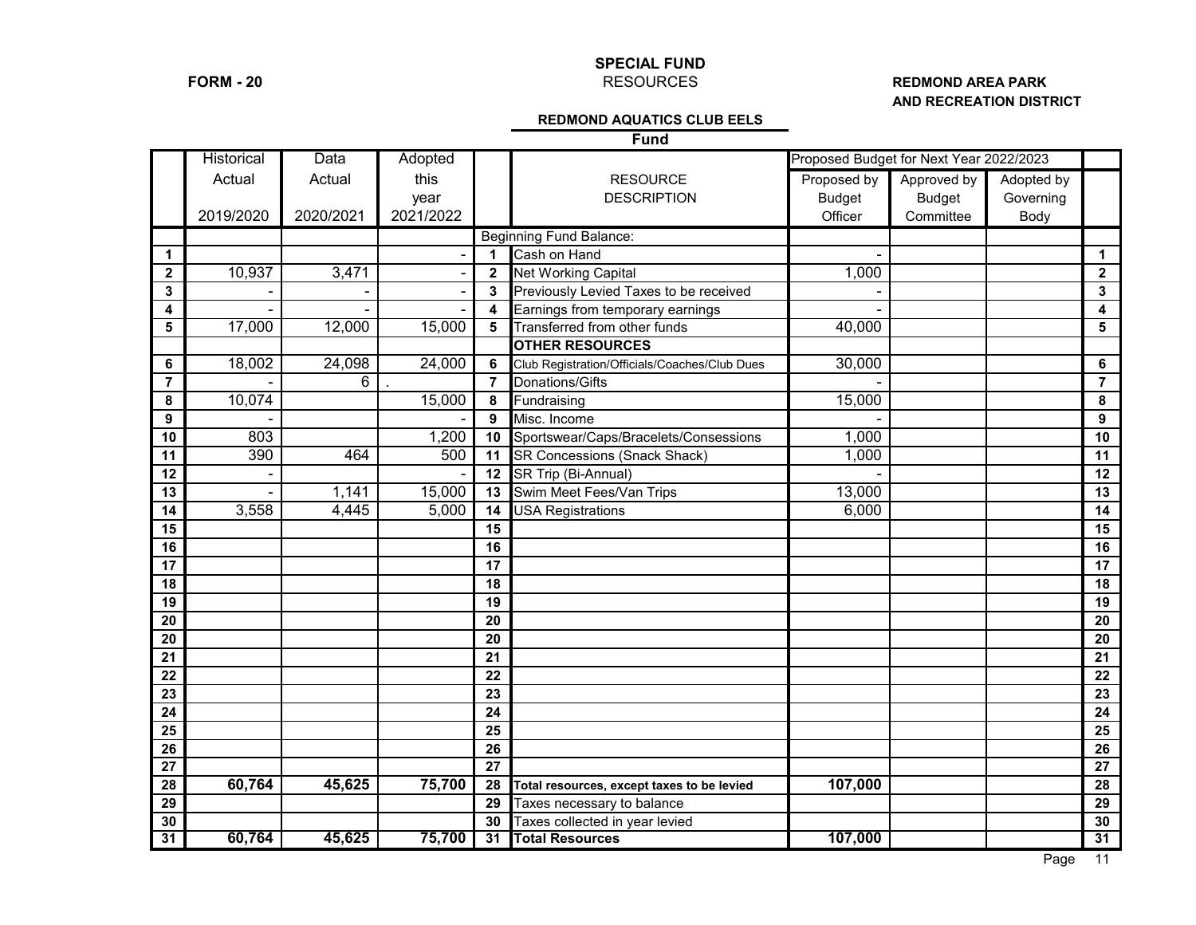**FORM - 20**

**SPECIAL FUND**
RESOURCES

**REDMOND AREA PARK AND RECREATION DISTRICT**

**REDMOND AQUATICS CLUB EELS**
**Fund**

| | Historical Actual 2019/2020 | Data Actual 2020/2021 | Adopted this year 2021/2022 | | RESOURCE DESCRIPTION | Proposed Budget for Next Year 2022/2023 Proposed by Budget Officer | Approved by Budget Committee | Adopted by Governing Body | |
|---|---|---|---|---|---|---|---|---|---|
| | | | | | Beginning Fund Balance: | | | | |
| 1 | | | - | 1 | Cash on Hand | - | | | 1 |
| 2 | 10,937 | 3,471 | - | 2 | Net Working Capital | 1,000 | | | 2 |
| 3 | - | - | - | 3 | Previously Levied Taxes to be received | - | | | 3 |
| 4 | - | - | - | 4 | Earnings from temporary earnings | - | | | 4 |
| 5 | 17,000 | 12,000 | 15,000 | 5 | Transferred from other funds | 40,000 | | | 5 |
| | | | | | **OTHER RESOURCES** | | | | |
| 6 | 18,002 | 24,098 | 24,000 | 6 | Club Registration/Officials/Coaches/Club Dues | 30,000 | | | 6 |
| 7 | - | 6 | . | 7 | Donations/Gifts | - | | | 7 |
| 8 | 10,074 | | 15,000 | 8 | Fundraising | 15,000 | | | 8 |
| 9 | - | | - | 9 | Misc. Income | - | | | 9 |
| 10 | 803 | | 1,200 | 10 | Sportswear/Caps/Bracelets/Consessions | 1,000 | | | 10 |
| 11 | 390 | 464 | 500 | 11 | SR Concessions (Snack Shack) | 1,000 | | | 11 |
| 12 | - | | - | 12 | SR Trip (Bi-Annual) | - | | | 12 |
| 13 | - | 1,141 | 15,000 | 13 | Swim Meet Fees/Van Trips | 13,000 | | | 13 |
| 14 | 3,558 | 4,445 | 5,000 | 14 | USA Registrations | 6,000 | | | 14 |
| 15 | | | | 15 | | | | | 15 |
| 16 | | | | 16 | | | | | 16 |
| 17 | | | | 17 | | | | | 17 |
| 18 | | | | 18 | | | | | 18 |
| 19 | | | | 19 | | | | | 19 |
| 20 | | | | 20 | | | | | 20 |
| 20 | | | | 20 | | | | | 20 |
| 21 | | | | 21 | | | | | 21 |
| 22 | | | | 22 | | | | | 22 |
| 23 | | | | 23 | | | | | 23 |
| 24 | | | | 24 | | | | | 24 |
| 25 | | | | 25 | | | | | 25 |
| 26 | | | | 26 | | | | | 26 |
| 27 | | | | 27 | | | | | 27 |
| 28 | **60,764** | **45,625** | **75,700** | 28 | **Total resources, except taxes to be levied** | **107,000** | | | 28 |
| 29 | | | | 29 | Taxes necessary to balance | | | | 29 |
| 30 | | | | 30 | Taxes collected in year levied | | | | 30 |
| 31 | **60,764** | **45,625** | **75,700** | 31 | **Total Resources** | **107,000** | | | 31 |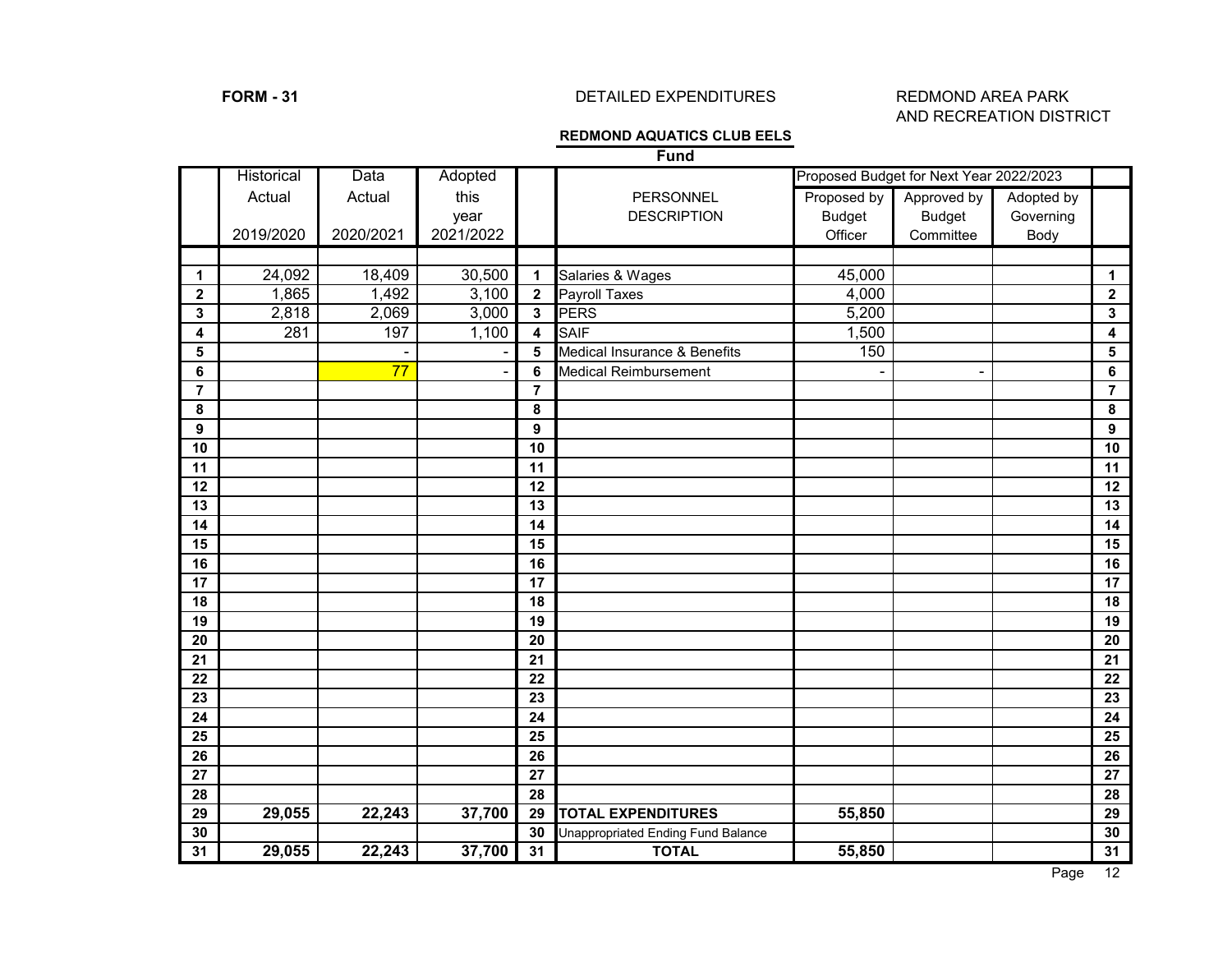**FORM - 31**

DETAILED EXPENDITURES

REDMOND AREA PARK AND RECREATION DISTRICT

**REDMOND AQUATICS CLUB EELS**

**Fund**

| | Historical Actual 2019/2020 | Data Actual 2020/2021 | Adopted this year 2021/2022 | | PERSONNEL DESCRIPTION | Proposed Budget for Next Year 2022/2023 Proposed by Budget Officer | Approved by Budget Committee | Adopted by Governing Body | |
|---|---|---|---|---|---|---|---|---|---|
| **1** | 24,092 | 18,409 | 30,500 | **1** | Salaries & Wages | 45,000 | | | **1** |
| **2** | 1,865 | 1,492 | 3,100 | **2** | Payroll Taxes | 4,000 | | | **2** |
| **3** | 2,818 | 2,069 | 3,000 | **3** | PERS | 5,200 | | | **3** |
| **4** | 281 | 197 | 1,100 | **4** | SAIF | 1,500 | | | **4** |
| **5** | | - | - | **5** | Medical Insurance & Benefits | 150 | | | **5** |
| **6** | | 77 | - | **6** | Medical Reimbursement | - | - | | **6** |
| **7** | | | | **7** | | | | | **7** |
| **8** | | | | **8** | | | | | **8** |
| **9** | | | | **9** | | | | | **9** |
| **10** | | | | **10** | | | | | **10** |
| **11** | | | | **11** | | | | | **11** |
| **12** | | | | **12** | | | | | **12** |
| **13** | | | | **13** | | | | | **13** |
| **14** | | | | **14** | | | | | **14** |
| **15** | | | | **15** | | | | | **15** |
| **16** | | | | **16** | | | | | **16** |
| **17** | | | | **17** | | | | | **17** |
| **18** | | | | **18** | | | | | **18** |
| **19** | | | | **19** | | | | | **19** |
| **20** | | | | **20** | | | | | **20** |
| **21** | | | | **21** | | | | | **21** |
| **22** | | | | **22** | | | | | **22** |
| **23** | | | | **23** | | | | | **23** |
| **24** | | | | **24** | | | | | **24** |
| **25** | | | | **25** | | | | | **25** |
| **26** | | | | **26** | | | | | **26** |
| **27** | | | | **27** | | | | | **27** |
| **28** | | | | **28** | | | | | **28** |
| **29** | **29,055** | **22,243** | **37,700** | **29** | **TOTAL EXPENDITURES** | **55,850** | | | **29** |
| **30** | | | | **30** | Unappropriated Ending Fund Balance | | | | **30** |
| **31** | **29,055** | **22,243** | **37,700** | **31** | **TOTAL** | **55,850** | | | **31** |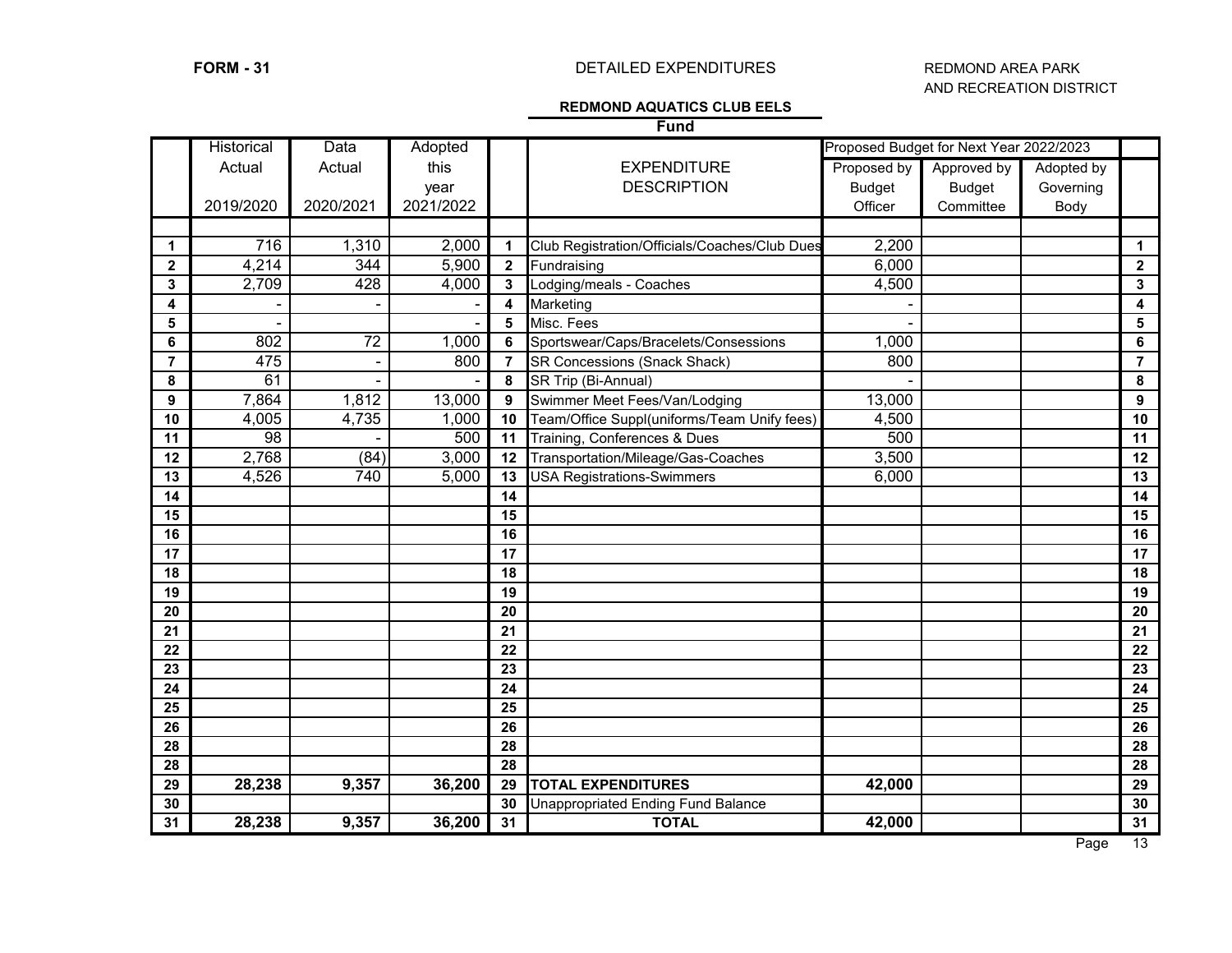**FORM - 31**

DETAILED EXPENDITURES

REDMOND AREA PARK AND RECREATION DISTRICT

**REDMOND AQUATICS CLUB EELS**

**Fund**

| | Historical Actual 2019/2020 | Data Actual 2020/2021 | Adopted this year 2021/2022 | | EXPENDITURE DESCRIPTION | Proposed Budget for Next Year 2022/2023 Proposed by Budget Officer | Approved by Budget Committee | Adopted by Governing Body | |
|---|---|---|---|---|---|---|---|---|---|
| **1** | 716 | 1,310 | 2,000 | **1** | Club Registration/Officials/Coaches/Club Dues | 2,200 | | | **1** |
| **2** | 4,214 | 344 | 5,900 | **2** | Fundraising | 6,000 | | | **2** |
| **3** | 2,709 | 428 | 4,000 | **3** | Lodging/meals - Coaches | 4,500 | | | **3** |
| **4** | - | - | - | **4** | Marketing | - | | | **4** |
| **5** | - | | - | **5** | Misc. Fees | - | | | **5** |
| **6** | 802 | 72 | 1,000 | **6** | Sportswear/Caps/Bracelets/Consessions | 1,000 | | | **6** |
| **7** | 475 | - | 800 | **7** | SR Concessions (Snack Shack) | 800 | | | **7** |
| **8** | 61 | - | - | **8** | SR Trip (Bi-Annual) | - | | | **8** |
| **9** | 7,864 | 1,812 | 13,000 | **9** | Swimmer Meet Fees/Van/Lodging | 13,000 | | | **9** |
| **10** | 4,005 | 4,735 | 1,000 | **10** | Team/Office Suppl(uniforms/Team Unify fees) | 4,500 | | | **10** |
| **11** | 98 | - | 500 | **11** | Training, Conferences & Dues | 500 | | | **11** |
| **12** | 2,768 | (84) | 3,000 | **12** | Transportation/Mileage/Gas-Coaches | 3,500 | | | **12** |
| **13** | 4,526 | 740 | 5,000 | **13** | USA Registrations-Swimmers | 6,000 | | | **13** |
| **14** | | | | **14** | | | | | **14** |
| **15** | | | | **15** | | | | | **15** |
| **16** | | | | **16** | | | | | **16** |
| **17** | | | | **17** | | | | | **17** |
| **18** | | | | **18** | | | | | **18** |
| **19** | | | | **19** | | | | | **19** |
| **20** | | | | **20** | | | | | **20** |
| **21** | | | | **21** | | | | | **21** |
| **22** | | | | **22** | | | | | **22** |
| **23** | | | | **23** | | | | | **23** |
| **24** | | | | **24** | | | | | **24** |
| **25** | | | | **25** | | | | | **25** |
| **26** | | | | **26** | | | | | **26** |
| **28** | | | | **28** | | | | | **28** |
| **28** | | | | **28** | | | | | **28** |
| **29** | **28,238** | **9,357** | **36,200** | **29** | **TOTAL EXPENDITURES** | **42,000** | | | **29** |
| **30** | | | | **30** | Unappropriated Ending Fund Balance | | | | **30** |
| **31** | **28,238** | **9,357** | **36,200** | **31** | **TOTAL** | **42,000** | | | **31** |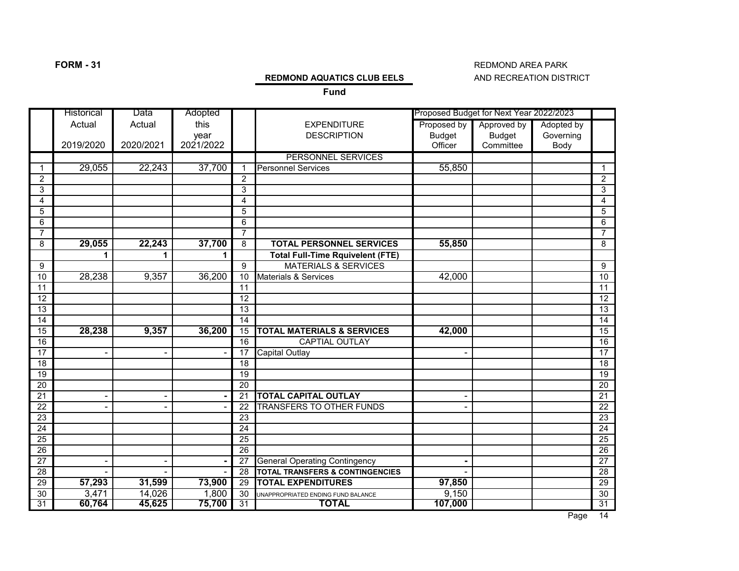**FORM - 31**

REDMOND AREA PARK AND RECREATION DISTRICT

**REDMOND AQUATICS CLUB EELS**

**Fund**

| | Historical Actual 2019/2020 | Data Actual 2020/2021 | Adopted this year 2021/2022 | | EXPENDITURE DESCRIPTION | Proposed Budget for Next Year 2022/2023 Proposed by Budget Officer | Approved by Budget Committee | Adopted by Governing Body | |
|---|---|---|---|---|---|---|---|---|---|
| | | | | | PERSONNEL SERVICES | | | | |
| 1 | 29,055 | 22,243 | 37,700 | 1 | Personnel Services | 55,850 | | | 1 |
| 2 | | | | 2 | | | | | 2 |
| 3 | | | | 3 | | | | | 3 |
| 4 | | | | 4 | | | | | 4 |
| 5 | | | | 5 | | | | | 5 |
| 6 | | | | 6 | | | | | 6 |
| 7 | | | | 7 | | | | | 7 |
| 8 | **29,055** | **22,243** | **37,700** | 8 | **TOTAL PERSONNEL SERVICES** | **55,850** | | | 8 |
| | **1** | **1** | **1** | | **Total Full-Time Rquivelent (FTE)** | | | | |
| 9 | | | | 9 | MATERIALS & SERVICES | | | | 9 |
| 10 | 28,238 | 9,357 | 36,200 | 10 | Materials & Services | 42,000 | | | 10 |
| 11 | | | | 11 | | | | | 11 |
| 12 | | | | 12 | | | | | 12 |
| 13 | | | | 13 | | | | | 13 |
| 14 | | | | 14 | | | | | 14 |
| 15 | **28,238** | **9,357** | **36,200** | 15 | **TOTAL MATERIALS & SERVICES** | **42,000** | | | 15 |
| 16 | | | | 16 | CAPTIAL OUTLAY | | | | 16 |
| 17 | - | - | - | 17 | Capital Outlay | - | | | 17 |
| 18 | | | | 18 | | | | | 18 |
| 19 | | | | 19 | | | | | 19 |
| 20 | | | | 20 | | | | | 20 |
| 21 | - | - | **-** | 21 | **TOTAL CAPITAL OUTLAY** | - | | | 21 |
| 22 | - | - | - | 22 | TRANSFERS TO OTHER FUNDS | - | | | 22 |
| 23 | | | | 23 | | | | | 23 |
| 24 | | | | 24 | | | | | 24 |
| 25 | | | | 25 | | | | | 25 |
| 26 | | | | 26 | | | | | 26 |
| 27 | - | - | **-** | 27 | General Operating Contingency | **-** | | | 27 |
| 28 | - | - | - | 28 | **TOTAL TRANSFERS & CONTINGENCIES** | - | | | 28 |
| 29 | **57,293** | **31,599** | **73,900** | 29 | **TOTAL EXPENDITURES** | **97,850** | | | 29 |
| 30 | 3,471 | 14,026 | 1,800 | 30 | UNAPPROPRIATED ENDING FUND BALANCE | 9,150 | | | 30 |
| 31 | **60,764** | **45,625** | **75,700** | 31 | **TOTAL** | **107,000** | | | 31 |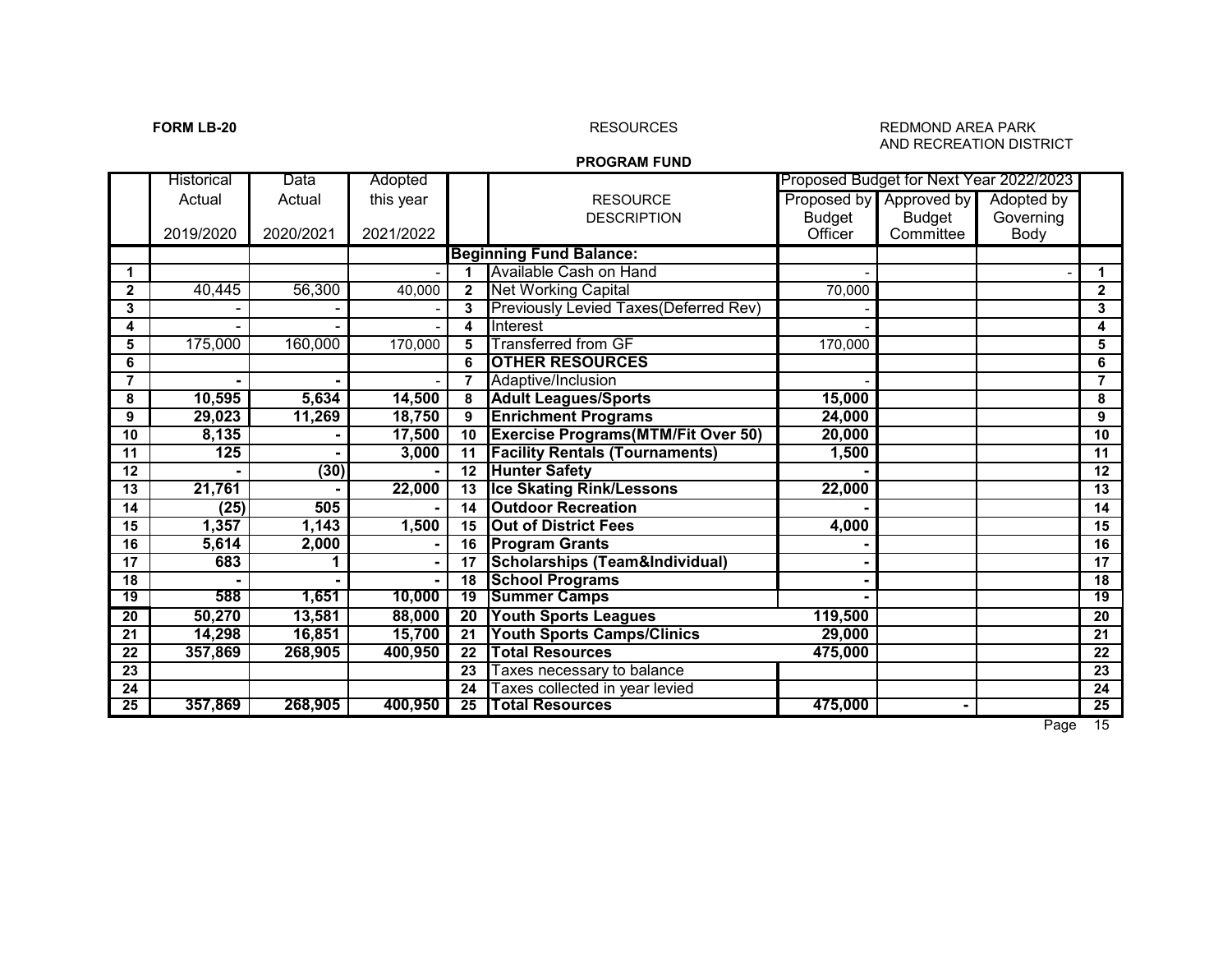**FORM LB-20**

RESOURCES

REDMOND AREA PARK AND RECREATION DISTRICT

**PROGRAM FUND**

| | Historical Actual 2019/2020 | Data Actual 2020/2021 | Adopted this year 2021/2022 | | RESOURCE DESCRIPTION | Proposed Budget for Next Year 2022/2023 - Proposed by Budget Officer | Approved by Budget Committee | Adopted by Governing Body | |
|---|---|---|---|---|---|---|---|---|---|
| | | | | | **Beginning Fund Balance:** | | | | |
| **1** | | | - | **1** | Available Cash on Hand | - | | - | **1** |
| **2** | 40,445 | 56,300 | 40,000 | **2** | Net Working Capital | 70,000 | | | **2** |
| **3** | - | - | - | **3** | Previously Levied Taxes(Deferred Rev) | - | | | **3** |
| **4** | - | - | - | **4** | Interest | - | | | **4** |
| **5** | 175,000 | 160,000 | 170,000 | **5** | Transferred from GF | 170,000 | | | **5** |
| **6** | | | | **6** | **OTHER RESOURCES** | | | | **6** |
| **7** | **-** | **-** | - | **7** | Adaptive/Inclusion | - | | | **7** |
| **8** | **10,595** | **5,634** | **14,500** | **8** | **Adult Leagues/Sports** | **15,000** | | | **8** |
| **9** | **29,023** | **11,269** | **18,750** | **9** | **Enrichment Programs** | **24,000** | | | **9** |
| **10** | **8,135** | **-** | **17,500** | **10** | **Exercise Programs(MTM/Fit Over 50)** | **20,000** | | | **10** |
| **11** | **125** | **-** | **3,000** | **11** | **Facility Rentals (Tournaments)** | **1,500** | | | **11** |
| **12** | **-** | **(30)** | **-** | **12** | **Hunter Safety** | **-** | | | **12** |
| **13** | **21,761** | **-** | **22,000** | **13** | **Ice Skating Rink/Lessons** | **22,000** | | | **13** |
| **14** | **(25)** | **505** | **-** | **14** | **Outdoor Recreation** | **-** | | | **14** |
| **15** | **1,357** | **1,143** | **1,500** | **15** | **Out of District Fees** | **4,000** | | | **15** |
| **16** | **5,614** | **2,000** | **-** | **16** | **Program Grants** | **-** | | | **16** |
| **17** | **683** | **1** | **-** | **17** | **Scholarships (Team&Individual)** | **-** | | | **17** |
| **18** | **-** | **-** | **-** | **18** | **School Programs** | **-** | | | **18** |
| **19** | **588** | **1,651** | **10,000** | **19** | **Summer Camps** | **-** | | | **19** |
| **20** | **50,270** | **13,581** | **88,000** | **20** | **Youth Sports Leagues** | **119,500** | | | **20** |
| **21** | **14,298** | **16,851** | **15,700** | **21** | **Youth Sports Camps/Clinics** | **29,000** | | | **21** |
| **22** | **357,869** | **268,905** | **400,950** | **22** | **Total Resources** | **475,000** | | | **22** |
| **23** | | | | **23** | Taxes necessary to balance | | | | **23** |
| **24** | | | | **24** | Taxes collected in year levied | | | | **24** |
| **25** | **357,869** | **268,905** | **400,950** | **25** | **Total Resources** | **475,000** | **-** | | **25** |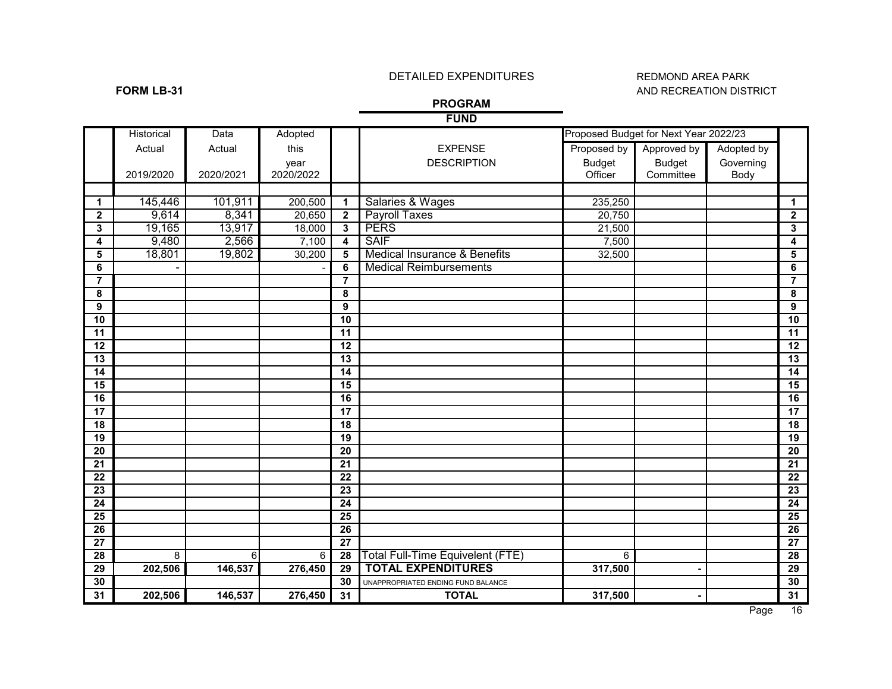DETAILED EXPENDITURES

REDMOND AREA PARK AND RECREATION DISTRICT

**FORM LB-31**

**PROGRAM**

**FUND**

| | Historical | Data | Adopted | | | Proposed Budget for Next Year 2022/23 | | | |
|---|---|---|---|---|---|---|---|---|---|
| | Actual | Actual | this year | | EXPENSE DESCRIPTION | Proposed by Budget Officer | Approved by Budget Committee | Adopted by Governing Body | |
| | 2019/2020 | 2020/2021 | 2020/2022 | | | | | | |
| 1 | 145,446 | 101,911 | 200,500 | 1 | Salaries & Wages | 235,250 | | | 1 |
| 2 | 9,614 | 8,341 | 20,650 | 2 | Payroll Taxes | 20,750 | | | 2 |
| 3 | 19,165 | 13,917 | 18,000 | 3 | PERS | 21,500 | | | 3 |
| 4 | 9,480 | 2,566 | 7,100 | 4 | SAIF | 7,500 | | | 4 |
| 5 | 18,801 | 19,802 | 30,200 | 5 | Medical Insurance & Benefits | 32,500 | | | 5 |
| 6 | - | | - | 6 | Medical Reimbursements | | | | 6 |
| 7 | | | | 7 | | | | | 7 |
| 8 | | | | 8 | | | | | 8 |
| 9 | | | | 9 | | | | | 9 |
| 10 | | | | 10 | | | | | 10 |
| 11 | | | | 11 | | | | | 11 |
| 12 | | | | 12 | | | | | 12 |
| 13 | | | | 13 | | | | | 13 |
| 14 | | | | 14 | | | | | 14 |
| 15 | | | | 15 | | | | | 15 |
| 16 | | | | 16 | | | | | 16 |
| 17 | | | | 17 | | | | | 17 |
| 18 | | | | 18 | | | | | 18 |
| 19 | | | | 19 | | | | | 19 |
| 20 | | | | 20 | | | | | 20 |
| 21 | | | | 21 | | | | | 21 |
| 22 | | | | 22 | | | | | 22 |
| 23 | | | | 23 | | | | | 23 |
| 24 | | | | 24 | | | | | 24 |
| 25 | | | | 25 | | | | | 25 |
| 26 | | | | 26 | | | | | 26 |
| 27 | | | | 27 | | | | | 27 |
| 28 | 8 | 6 | 6 | 28 | Total Full-Time Equivelent (FTE) | 6 | | | 28 |
| 29 | **202,506** | **146,537** | **276,450** | 29 | **TOTAL EXPENDITURES** | **317,500** | **-** | | 29 |
| 30 | | | | 30 | UNAPPROPRIATED ENDING FUND BALANCE | | | | 30 |
| 31 | **202,506** | **146,537** | **276,450** | 31 | **TOTAL** | **317,500** | **-** | | 31 |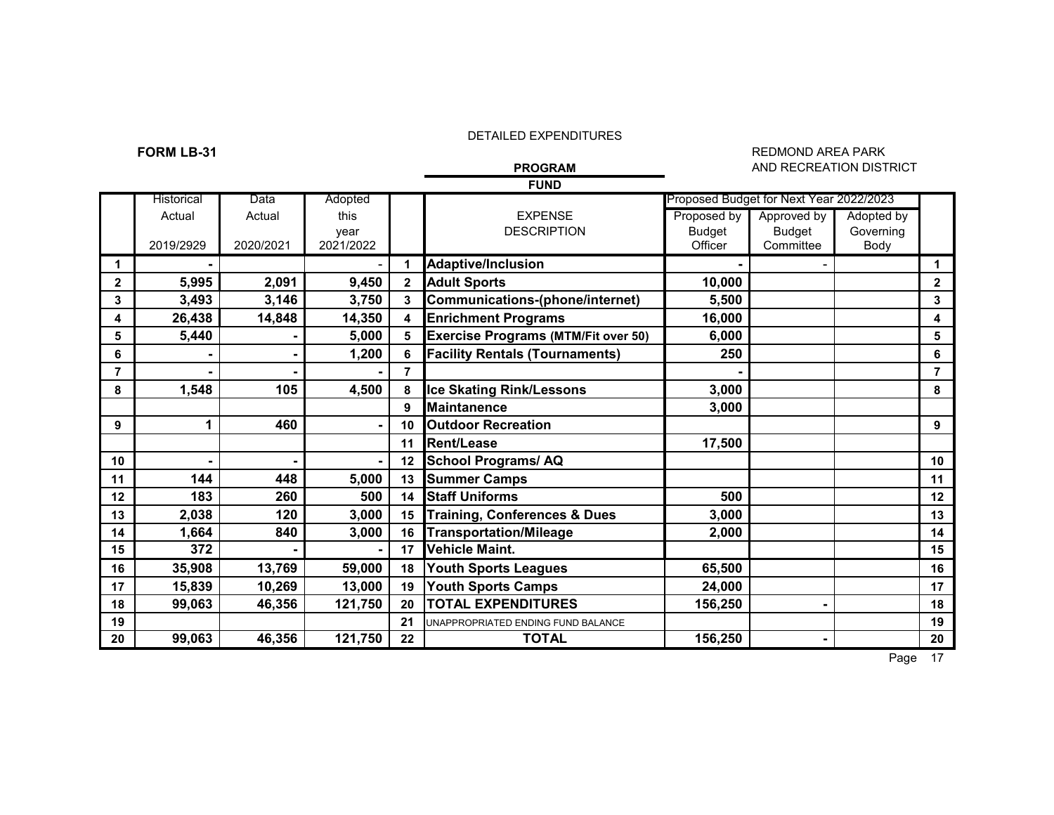DETAILED EXPENDITURES

**FORM LB-31**

REDMOND AREA PARK AND RECREATION DISTRICT

**PROGRAM**

**FUND**

| | Historical Actual 2019/2929 | Data Actual 2020/2021 | Adopted this year 2021/2022 | | EXPENSE DESCRIPTION | Proposed Budget for Next Year 2022/2023 Proposed by Budget Officer | Approved by Budget Committee | Adopted by Governing Body | |
|---|---|---|---|---|---|---|---|---|---|
| 1 | - | | - | 1 | **Adaptive/Inclusion** | - | - | | 1 |
| 2 | 5,995 | 2,091 | 9,450 | 2 | **Adult Sports** | 10,000 | | | 2 |
| 3 | 3,493 | 3,146 | 3,750 | 3 | **Communications-(phone/internet)** | 5,500 | | | 3 |
| 4 | 26,438 | 14,848 | 14,350 | 4 | **Enrichment Programs** | 16,000 | | | 4 |
| 5 | 5,440 | - | 5,000 | 5 | **Exercise Programs (MTM/Fit over 50)** | 6,000 | | | 5 |
| 6 | - | - | 1,200 | 6 | **Facility Rentals (Tournaments)** | 250 | | | 6 |
| 7 | - | - | - | 7 | | - | | | 7 |
| 8 | 1,548 | 105 | 4,500 | 8 | **Ice Skating Rink/Lessons** | 3,000 | | | 8 |
| | | | | 9 | **Maintanence** | 3,000 | | | |
| 9 | 1 | 460 | - | 10 | **Outdoor Recreation** | | | | 9 |
| | | | | 11 | **Rent/Lease** | 17,500 | | | |
| 10 | - | - | - | 12 | **School Programs/ AQ** | | | | 10 |
| 11 | 144 | 448 | 5,000 | 13 | **Summer Camps** | | | | 11 |
| 12 | 183 | 260 | 500 | 14 | **Staff Uniforms** | 500 | | | 12 |
| 13 | 2,038 | 120 | 3,000 | 15 | **Training, Conferences & Dues** | 3,000 | | | 13 |
| 14 | 1,664 | 840 | 3,000 | 16 | **Transportation/Mileage** | 2,000 | | | 14 |
| 15 | 372 | - | - | 17 | **Vehicle Maint.** | | | | 15 |
| 16 | 35,908 | 13,769 | 59,000 | 18 | **Youth Sports Leagues** | 65,500 | | | 16 |
| 17 | 15,839 | 10,269 | 13,000 | 19 | **Youth Sports Camps** | 24,000 | | | 17 |
| 18 | 99,063 | 46,356 | 121,750 | 20 | **TOTAL EXPENDITURES** | 156,250 | - | | 18 |
| 19 | | | | 21 | UNAPPROPRIATED ENDING FUND BALANCE | | | | 19 |
| 20 | 99,063 | 46,356 | 121,750 | 22 | **TOTAL** | 156,250 | - | | 20 |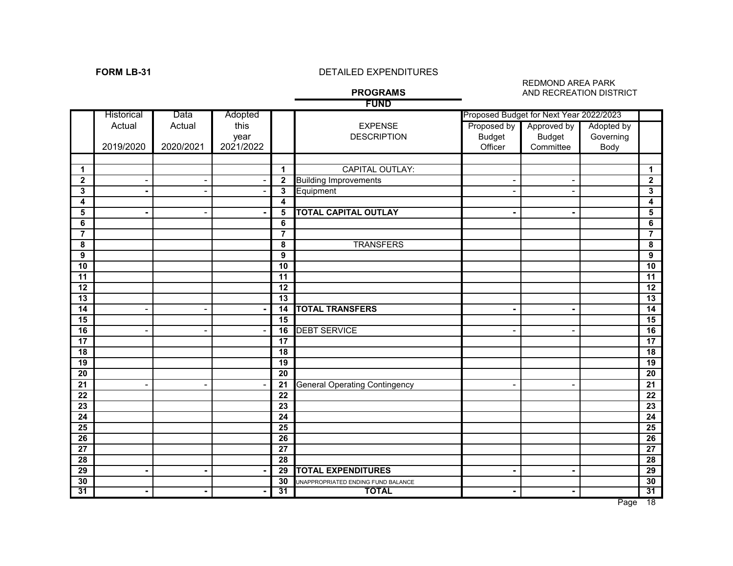**FORM LB-31**

DETAILED EXPENDITURES

REDMOND AREA PARK AND RECREATION DISTRICT

**PROGRAMS**

**FUND**

| | Historical Data | | Adopted | | | Proposed Budget for Next Year 2022/2023 | | | |
|---|---|---|---|---|---|---|---|---|---|
| | Actual 2019/2020 | Actual 2020/2021 | this year 2021/2022 | | EXPENSE DESCRIPTION | Proposed by Budget Officer | Approved by Budget Committee | Adopted by Governing Body | |
| 1 | | | | 1 | CAPITAL OUTLAY: | | | | 1 |
| 2 | - | - | - | 2 | Building Improvements | - | - | | 2 |
| 3 | - | - | - | 3 | Equipment | - | - | | 3 |
| 4 | | | | 4 | | | | | 4 |
| 5 | - | - | - | 5 | **TOTAL CAPITAL OUTLAY** | - | - | | 5 |
| 6 | | | | 6 | | | | | 6 |
| 7 | | | | 7 | | | | | 7 |
| 8 | | | | 8 | TRANSFERS | | | | 8 |
| 9 | | | | 9 | | | | | 9 |
| 10 | | | | 10 | | | | | 10 |
| 11 | | | | 11 | | | | | 11 |
| 12 | | | | 12 | | | | | 12 |
| 13 | | | | 13 | | | | | 13 |
| 14 | - | - | - | 14 | **TOTAL TRANSFERS** | - | - | | 14 |
| 15 | | | | 15 | | | | | 15 |
| 16 | - | - | - | 16 | DEBT SERVICE | - | - | | 16 |
| 17 | | | | 17 | | | | | 17 |
| 18 | | | | 18 | | | | | 18 |
| 19 | | | | 19 | | | | | 19 |
| 20 | | | | 20 | | | | | 20 |
| 21 | - | - | - | 21 | General Operating Contingency | - | - | | 21 |
| 22 | | | | 22 | | | | | 22 |
| 23 | | | | 23 | | | | | 23 |
| 24 | | | | 24 | | | | | 24 |
| 25 | | | | 25 | | | | | 25 |
| 26 | | | | 26 | | | | | 26 |
| 27 | | | | 27 | | | | | 27 |
| 28 | | | | 28 | | | | | 28 |
| 29 | - | - | - | 29 | **TOTAL EXPENDITURES** | - | - | | 29 |
| 30 | | | | 30 | UNAPPROPRIATED ENDING FUND BALANCE | | | | 30 |
| 31 | - | - | - | 31 | **TOTAL** | - | - | | 31 |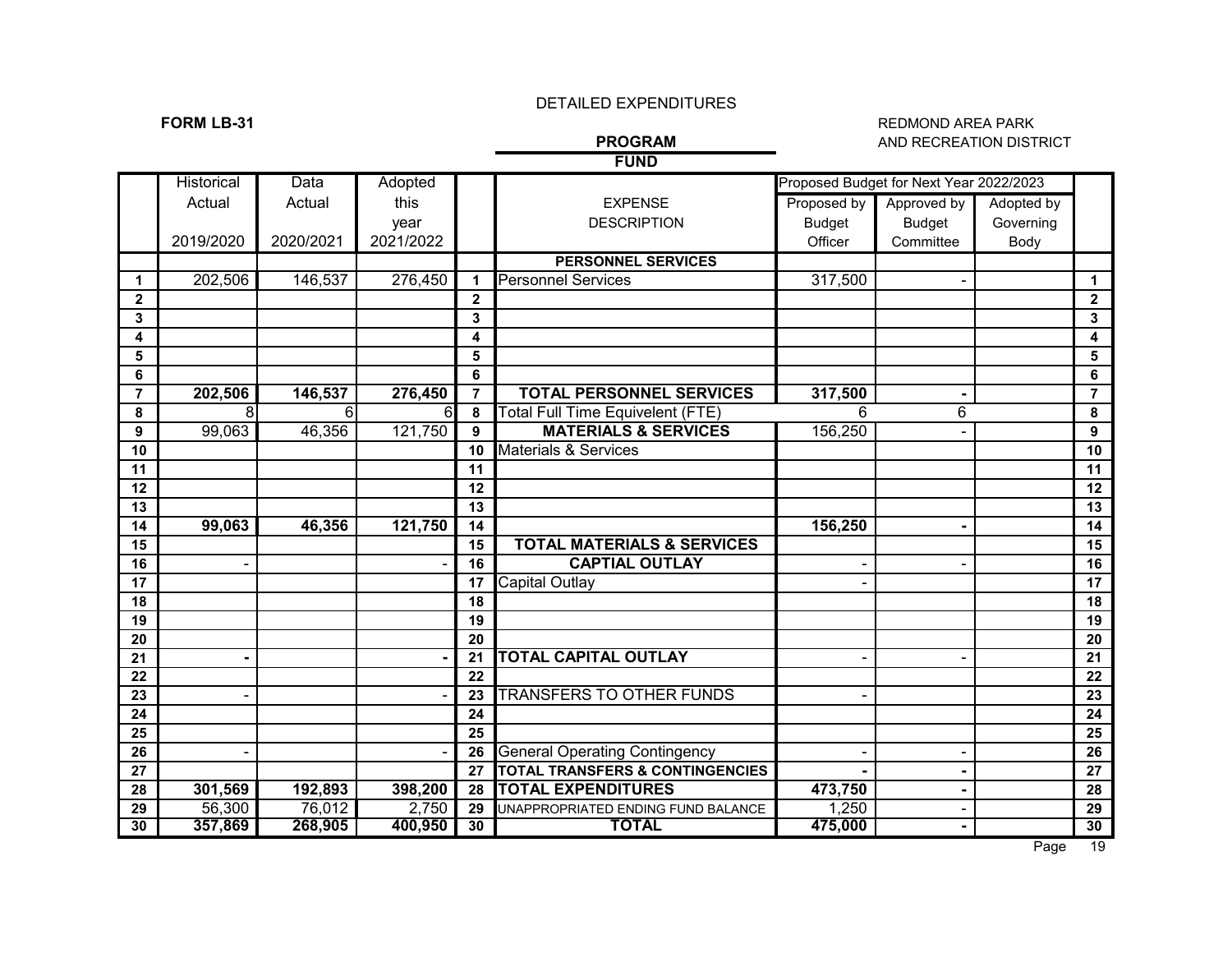DETAILED EXPENDITURES

**FORM LB-31**

REDMOND AREA PARK AND RECREATION DISTRICT

**PROGRAM**

**FUND**

| | Historical Actual 2019/2020 | Data Actual 2020/2021 | Adopted this year 2021/2022 | | EXPENSE DESCRIPTION | Proposed Budget for Next Year 2022/2023 Proposed by Budget Officer | Approved by Budget Committee | Adopted by Governing Body | |
|---|---|---|---|---|---|---|---|---|---|
| | | | | | **PERSONNEL SERVICES** | | | | |
| 1 | 202,506 | 146,537 | 276,450 | 1 | Personnel Services | 317,500 | - | | 1 |
| 2 | | | | 2 | | | | | 2 |
| 3 | | | | 3 | | | | | 3 |
| 4 | | | | 4 | | | | | 4 |
| 5 | | | | 5 | | | | | 5 |
| 6 | | | | 6 | | | | | 6 |
| 7 | **202,506** | **146,537** | **276,450** | 7 | **TOTAL PERSONNEL SERVICES** | **317,500** | **-** | | 7 |
| 8 | 8 | 6 | 6 | 8 | Total Full Time Equivelent (FTE) | 6 | 6 | | 8 |
| 9 | 99,063 | 46,356 | 121,750 | 9 | **MATERIALS & SERVICES** | 156,250 | - | | 9 |
| 10 | | | | 10 | Materials & Services | | | | 10 |
| 11 | | | | 11 | | | | | 11 |
| 12 | | | | 12 | | | | | 12 |
| 13 | | | | 13 | | | | | 13 |
| 14 | **99,063** | **46,356** | **121,750** | 14 | | **156,250** | **-** | | 14 |
| 15 | | | | 15 | **TOTAL MATERIALS & SERVICES** | | | | 15 |
| 16 | - | | - | 16 | **CAPTIAL OUTLAY** | - | - | | 16 |
| 17 | | | | 17 | Capital Outlay | - | | | 17 |
| 18 | | | | 18 | | | | | 18 |
| 19 | | | | 19 | | | | | 19 |
| 20 | | | | 20 | | | | | 20 |
| 21 | **-** | | **-** | 21 | **TOTAL CAPITAL OUTLAY** | - | - | | 21 |
| 22 | | | | 22 | | | | | 22 |
| 23 | - | | - | 23 | TRANSFERS TO OTHER FUNDS | - | | | 23 |
| 24 | | | | 24 | | | | | 24 |
| 25 | | | | 25 | | | | | 25 |
| 26 | - | | - | 26 | General Operating Contingency | - | - | | 26 |
| 27 | | | | 27 | **TOTAL TRANSFERS & CONTINGENCIES** | **-** | **-** | | 27 |
| 28 | **301,569** | **192,893** | **398,200** | 28 | **TOTAL EXPENDITURES** | **473,750** | **-** | | 28 |
| 29 | 56,300 | 76,012 | 2,750 | 29 | UNAPPROPRIATED ENDING FUND BALANCE | 1,250 | - | | 29 |
| 30 | **357,869** | **268,905** | **400,950** | 30 | **TOTAL** | **475,000** | **-** | | 30 |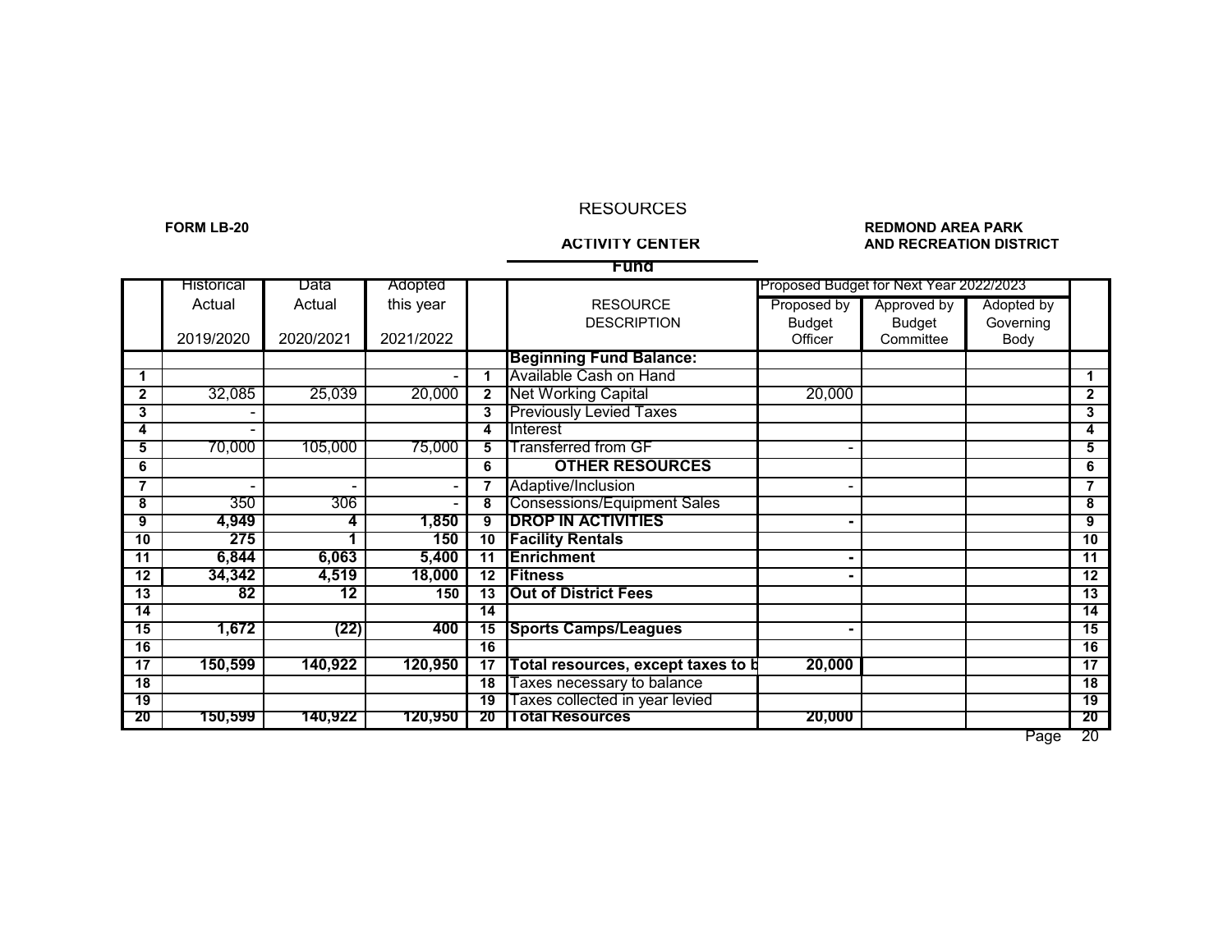# RESOURCES

**FORM LB-20**

**ACTIVITY CENTER**

**Fund**

**REDMOND AREA PARK AND RECREATION DISTRICT**

| | Historical Data | | Adopted | | | Proposed Budget for Next Year 2022/2023 | | | |
|---|---|---|---|---|---|---|---|---|---|
| | Actual 2019/2020 | Actual 2020/2021 | this year 2021/2022 | | RESOURCE DESCRIPTION | Proposed by Budget Officer | Approved by Budget Committee | Adopted by Governing Body | |
| | | | | | **Beginning Fund Balance:** | | | | |
| 1 | | | - | 1 | Available Cash on Hand | | | | 1 |
| 2 | 32,085 | 25,039 | 20,000 | 2 | Net Working Capital | 20,000 | | | 2 |
| 3 | - | | | 3 | Previously Levied Taxes | | | | 3 |
| 4 | - | | | 4 | Interest | | | | 4 |
| 5 | 70,000 | 105,000 | 75,000 | 5 | Transferred from GF | - | | | 5 |
| 6 | | | | 6 | **OTHER RESOURCES** | | | | 6 |
| 7 | - | - | - | 7 | Adaptive/Inclusion | - | | | 7 |
| 8 | 350 | 306 | - | 8 | Consessions/Equipment Sales | | | | 8 |
| 9 | **4,949** | **4** | **1,850** | 9 | **DROP IN ACTIVITIES** | **-** | | | 9 |
| 10 | **275** | **1** | **150** | 10 | **Facility Rentals** | | | | 10 |
| 11 | **6,844** | **6,063** | **5,400** | 11 | **Enrichment** | **-** | | | 11 |
| 12 | **34,342** | **4,519** | **18,000** | 12 | **Fitness** | **-** | | | 12 |
| 13 | **82** | **12** | **150** | 13 | **Out of District Fees** | | | | 13 |
| 14 | | | | 14 | | | | | 14 |
| 15 | **1,672** | **(22)** | **400** | 15 | **Sports Camps/Leagues** | **-** | | | 15 |
| 16 | | | | 16 | | | | | 16 |
| 17 | **150,599** | **140,922** | **120,950** | 17 | **Total resources, except taxes to b** | **20,000** | | | 17 |
| 18 | | | | 18 | Taxes necessary to balance | | | | 18 |
| 19 | | | | 19 | Taxes collected in year levied | | | | 19 |
| 20 | **150,599** | **140,922** | **120,950** | 20 | **Total Resources** | **20,000** | | | 20 |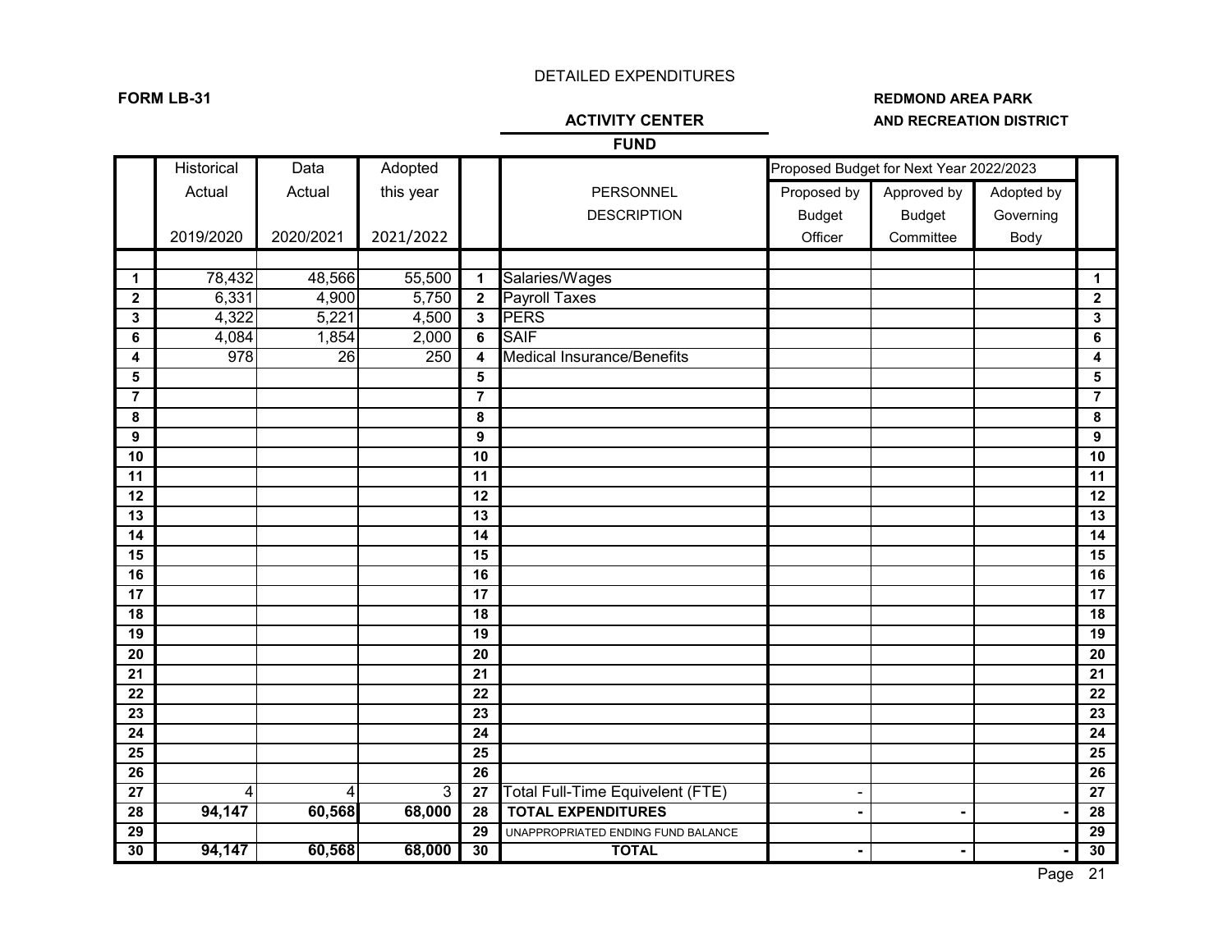DETAILED EXPENDITURES

**FORM LB-31**

**REDMOND AREA PARK AND RECREATION DISTRICT**

**ACTIVITY CENTER**

**FUND**

| | Historical Actual 2019/2020 | Data Actual 2020/2021 | Adopted this year 2021/2022 | | PERSONNEL DESCRIPTION | Proposed Budget for Next Year 2022/2023 Proposed by Budget Officer | Approved by Budget Committee | Adopted by Governing Body | |
|---|---|---|---|---|---|---|---|---|---|
| 1 | 78,432 | 48,566 | 55,500 | 1 | Salaries/Wages | | | | 1 |
| 2 | 6,331 | 4,900 | 5,750 | 2 | Payroll Taxes | | | | 2 |
| 3 | 4,322 | 5,221 | 4,500 | 3 | PERS | | | | 3 |
| 6 | 4,084 | 1,854 | 2,000 | 6 | SAIF | | | | 6 |
| 4 | 978 | 26 | 250 | 4 | Medical Insurance/Benefits | | | | 4 |
| 5 | | | | 5 | | | | | 5 |
| 7 | | | | 7 | | | | | 7 |
| 8 | | | | 8 | | | | | 8 |
| 9 | | | | 9 | | | | | 9 |
| 10 | | | | 10 | | | | | 10 |
| 11 | | | | 11 | | | | | 11 |
| 12 | | | | 12 | | | | | 12 |
| 13 | | | | 13 | | | | | 13 |
| 14 | | | | 14 | | | | | 14 |
| 15 | | | | 15 | | | | | 15 |
| 16 | | | | 16 | | | | | 16 |
| 17 | | | | 17 | | | | | 17 |
| 18 | | | | 18 | | | | | 18 |
| 19 | | | | 19 | | | | | 19 |
| 20 | | | | 20 | | | | | 20 |
| 21 | | | | 21 | | | | | 21 |
| 22 | | | | 22 | | | | | 22 |
| 23 | | | | 23 | | | | | 23 |
| 24 | | | | 24 | | | | | 24 |
| 25 | | | | 25 | | | | | 25 |
| 26 | | | | 26 | | | | | 26 |
| 27 | 4 | 4 | 3 | 27 | Total Full-Time Equivelent (FTE) | - | | | 27 |
| 28 | **94,147** | **60,568** | **68,000** | 28 | **TOTAL EXPENDITURES** | **-** | **-** | **-** | 28 |
| 29 | | | | 29 | UNAPPROPRIATED ENDING FUND BALANCE | | | | 29 |
| 30 | **94,147** | **60,568** | **68,000** | 30 | **TOTAL** | **-** | **-** | **-** | 30 |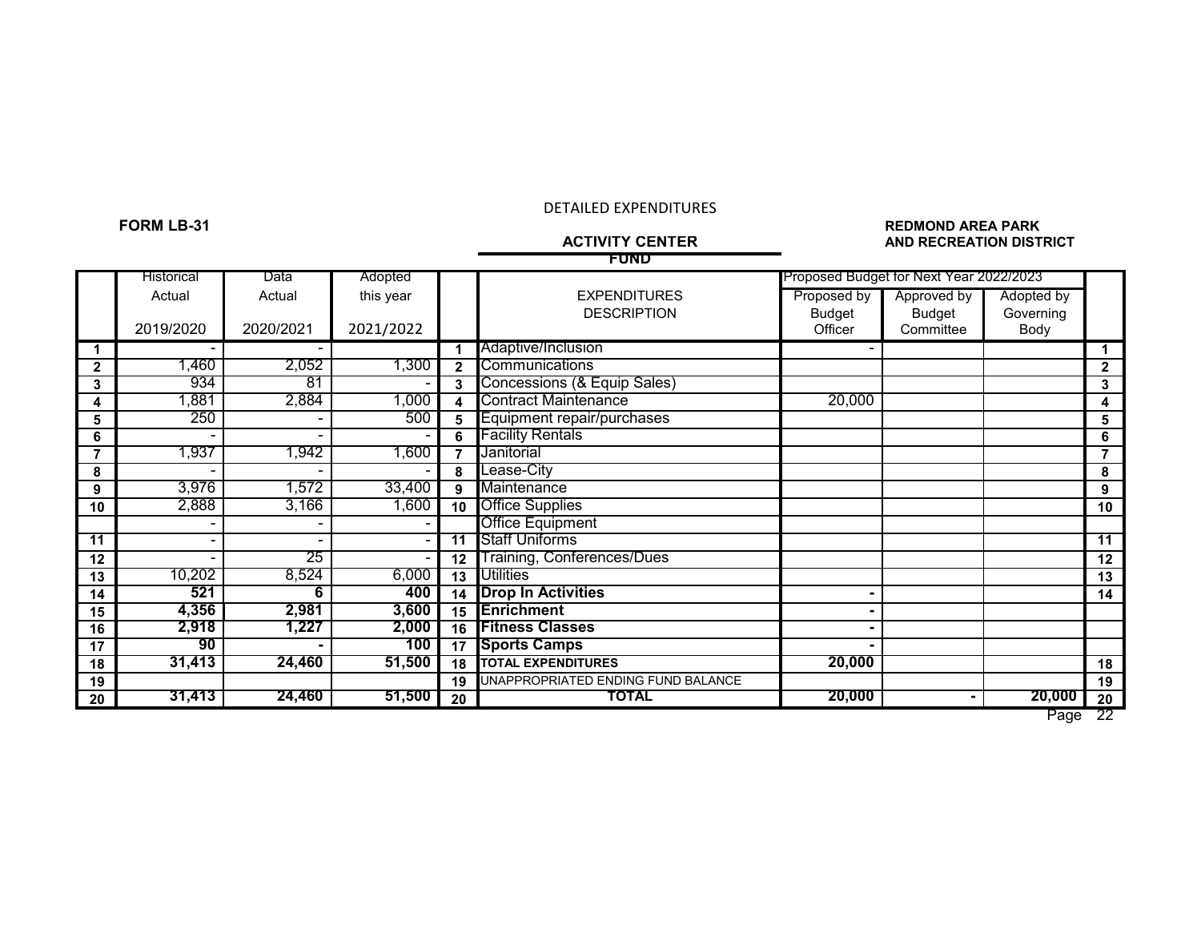DETAILED EXPENDITURES

**FORM LB-31**

**ACTIVITY CENTER**
**FUND**

**REDMOND AREA PARK AND RECREATION DISTRICT**

| | Historical Actual 2019/2020 | Data Actual 2020/2021 | Adopted this year 2021/2022 | | EXPENDITURES DESCRIPTION | Proposed Budget for Next Year 2022/2023 Proposed by Budget Officer | Approved by Budget Committee | Adopted by Governing Body | |
|---|---|---|---|---|---|---|---|---|---|
| **1** | - | - | | **1** | Adaptive/Inclusion | - | | | **1** |
| **2** | 1,460 | 2,052 | 1,300 | **2** | Communications | | | | **2** |
| **3** | 934 | 81 | - | **3** | Concessions (& Equip Sales) | | | | **3** |
| **4** | 1,881 | 2,884 | 1,000 | **4** | Contract Maintenance | 20,000 | | | **4** |
| **5** | 250 | - | 500 | **5** | Equipment repair/purchases | | | | **5** |
| **6** | - | - | - | **6** | Facility Rentals | | | | **6** |
| **7** | 1,937 | 1,942 | 1,600 | **7** | Janitorial | | | | **7** |
| **8** | - | - | - | **8** | Lease-City | | | | **8** |
| **9** | 3,976 | 1,572 | 33,400 | **9** | Maintenance | | | | **9** |
| **10** | 2,888 | 3,166 | 1,600 | **10** | Office Supplies | | | | **10** |
| | - | - | - | | Office Equipment | | | | |
| **11** | - | - | - | **11** | Staff Uniforms | | | | **11** |
| **12** | - | 25 | - | **12** | Training, Conferences/Dues | | | | **12** |
| **13** | 10,202 | 8,524 | 6,000 | **13** | Utilities | | | | **13** |
| **14** | **521** | **6** | **400** | **14** | **Drop In Activities** | **-** | | | **14** |
| **15** | **4,356** | **2,981** | **3,600** | **15** | **Enrichment** | **-** | | | |
| **16** | **2,918** | **1,227** | **2,000** | **16** | **Fitness Classes** | **-** | | | |
| **17** | **90** | **-** | **100** | **17** | **Sports Camps** | **-** | | | |
| **18** | **31,413** | **24,460** | **51,500** | **18** | **TOTAL EXPENDITURES** | **20,000** | | | **18** |
| **19** | | | | **19** | UNAPPROPRIATED ENDING FUND BALANCE | | | | **19** |
| **20** | **31,413** | **24,460** | **51,500** | **20** | **TOTAL** | **20,000** | **-** | **20,000** | **20** |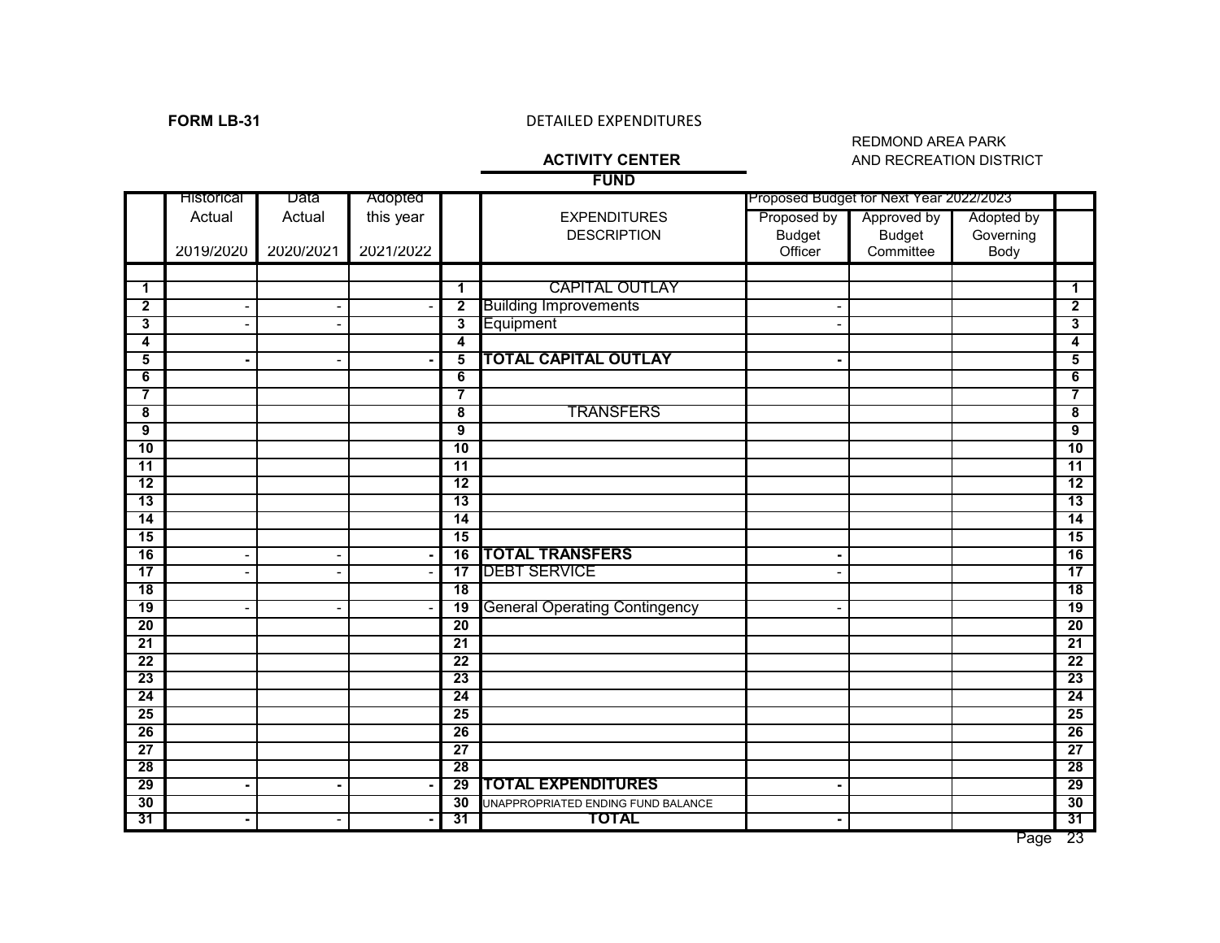**FORM LB-31**

DETAILED EXPENDITURES

REDMOND AREA PARK
AND RECREATION DISTRICT

**ACTIVITY CENTER**

**FUND**

| | Historical Data | | Adopted | | | Proposed Budget for Next Year 2022/2023 | | | |
|---|---|---|---|---|---|---|---|---|---|
| | Actual 2019/2020 | Actual 2020/2021 | this year 2021/2022 | | EXPENDITURES DESCRIPTION | Proposed by Budget Officer | Approved by Budget Committee | Adopted by Governing Body | |
| 1 | | | | 1 | CAPITAL OUTLAY | | | | 1 |
| 2 | - | - | - | 2 | Building Improvements | - | | | 2 |
| 3 | - | - | | 3 | Equipment | - | | | 3 |
| 4 | | | | 4 | | | | | 4 |
| 5 | **-** | - | **-** | 5 | **TOTAL CAPITAL OUTLAY** | **-** | | | 5 |
| 6 | | | | 6 | | | | | 6 |
| 7 | | | | 7 | | | | | 7 |
| 8 | | | | 8 | TRANSFERS | | | | 8 |
| 9 | | | | 9 | | | | | 9 |
| 10 | | | | 10 | | | | | 10 |
| 11 | | | | 11 | | | | | 11 |
| 12 | | | | 12 | | | | | 12 |
| 13 | | | | 13 | | | | | 13 |
| 14 | | | | 14 | | | | | 14 |
| 15 | | | | 15 | | | | | 15 |
| 16 | - | - | **-** | 16 | **TOTAL TRANSFERS** | **-** | | | 16 |
| 17 | - | - | - | 17 | DEBT SERVICE | - | | | 17 |
| 18 | | | | 18 | | | | | 18 |
| 19 | - | - | - | 19 | General Operating Contingency | - | | | 19 |
| 20 | | | | 20 | | | | | 20 |
| 21 | | | | 21 | | | | | 21 |
| 22 | | | | 22 | | | | | 22 |
| 23 | | | | 23 | | | | | 23 |
| 24 | | | | 24 | | | | | 24 |
| 25 | | | | 25 | | | | | 25 |
| 26 | | | | 26 | | | | | 26 |
| 27 | | | | 27 | | | | | 27 |
| 28 | | | | 28 | | | | | 28 |
| 29 | **-** | **-** | **-** | 29 | **TOTAL EXPENDITURES** | **-** | | | 29 |
| 30 | | | | 30 | UNAPPROPRIATED ENDING FUND BALANCE | | | | 30 |
| 31 | **-** | - | **-** | 31 | **TOTAL** | **-** | | | 31 |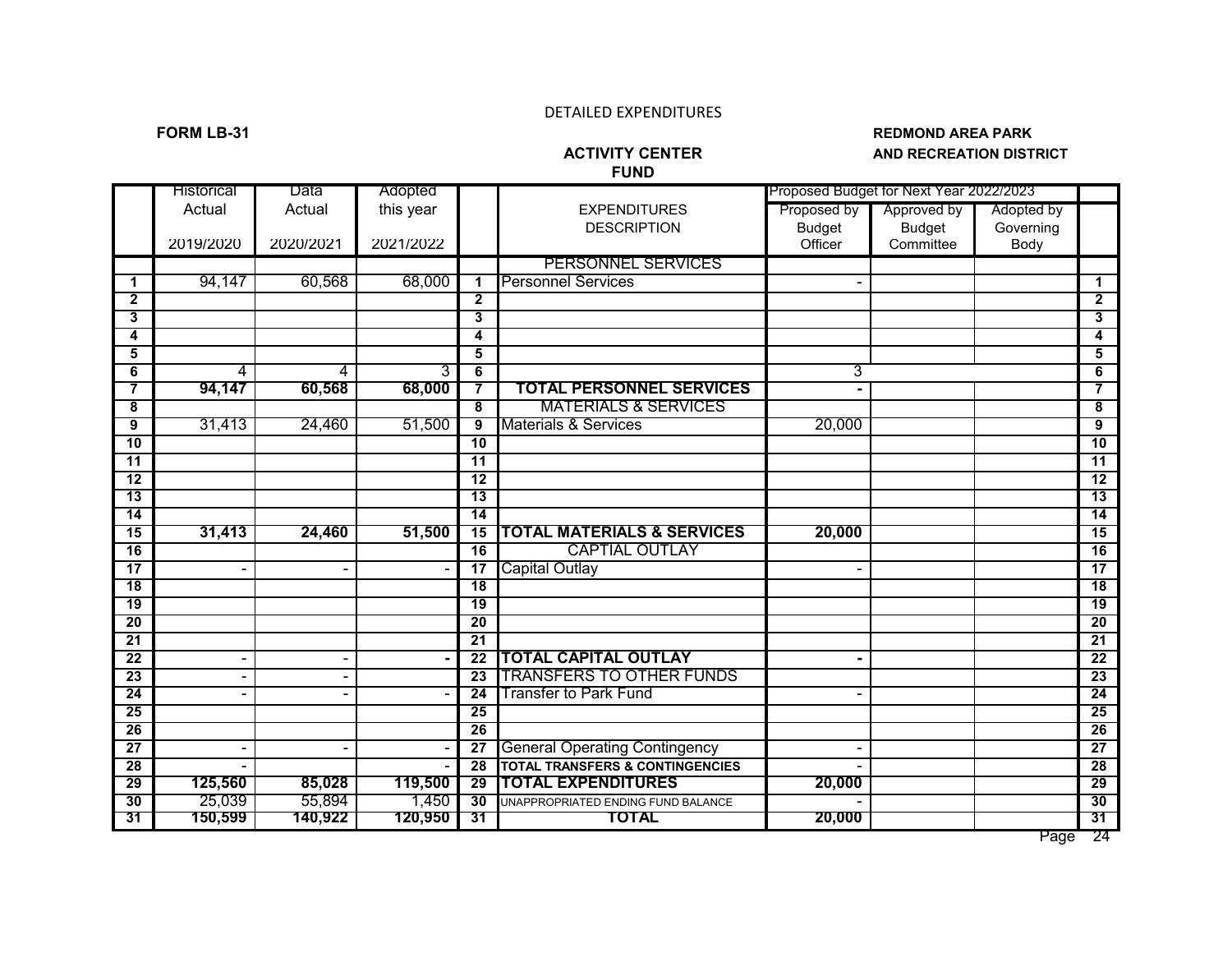DETAILED EXPENDITURES

**FORM LB-31**

**ACTIVITY CENTER FUND**

**REDMOND AREA PARK AND RECREATION DISTRICT**

| | Historical Actual 2019/2020 | Data Actual 2020/2021 | Adopted this year 2021/2022 | | EXPENDITURES DESCRIPTION | Proposed Budget for Next Year 2022/2023 Proposed by Budget Officer | Approved by Budget Committee | Adopted by Governing Body | |
|---|---|---|---|---|---|---|---|---|---|
| | | | | | PERSONNEL SERVICES | | | | |
| 1 | 94,147 | 60,568 | 68,000 | 1 | Personnel Services | - | | | 1 |
| 2 | | | | 2 | | | | | 2 |
| 3 | | | | 3 | | | | | 3 |
| 4 | | | | 4 | | | | | 4 |
| 5 | | | | 5 | | | | | 5 |
| 6 | 4 | 4 | 3 | 6 | | 3 | | | 6 |
| 7 | **94,147** | **60,568** | **68,000** | 7 | **TOTAL PERSONNEL SERVICES** | **-** | | | 7 |
| 8 | | | | 8 | MATERIALS & SERVICES | | | | 8 |
| 9 | 31,413 | 24,460 | 51,500 | 9 | Materials & Services | 20,000 | | | 9 |
| 10 | | | | 10 | | | | | 10 |
| 11 | | | | 11 | | | | | 11 |
| 12 | | | | 12 | | | | | 12 |
| 13 | | | | 13 | | | | | 13 |
| 14 | | | | 14 | | | | | 14 |
| 15 | **31,413** | **24,460** | **51,500** | 15 | **TOTAL MATERIALS & SERVICES** | **20,000** | | | 15 |
| 16 | | | | 16 | CAPTIAL OUTLAY | | | | 16 |
| 17 | - | - | - | 17 | Capital Outlay | - | | | 17 |
| 18 | | | | 18 | | | | | 18 |
| 19 | | | | 19 | | | | | 19 |
| 20 | | | | 20 | | | | | 20 |
| 21 | | | | 21 | | | | | 21 |
| 22 | - | - | **-** | 22 | **TOTAL CAPITAL OUTLAY** | **-** | | | 22 |
| 23 | - | - | | 23 | TRANSFERS TO OTHER FUNDS | | | | 23 |
| 24 | - | - | - | 24 | Transfer to Park Fund | - | | | 24 |
| 25 | | | | 25 | | | | | 25 |
| 26 | | | | 26 | | | | | 26 |
| 27 | - | - | - | 27 | General Operating Contingency | - | | | 27 |
| 28 | - | | - | 28 | **TOTAL TRANSFERS & CONTINGENCIES** | - | | | 28 |
| 29 | **125,560** | **85,028** | **119,500** | 29 | **TOTAL EXPENDITURES** | **20,000** | | | 29 |
| 30 | 25,039 | 55,894 | 1,450 | 30 | UNAPPROPRIATED ENDING FUND BALANCE | - | | | 30 |
| 31 | **150,599** | **140,922** | **120,950** | 31 | **TOTAL** | **20,000** | | | 31 |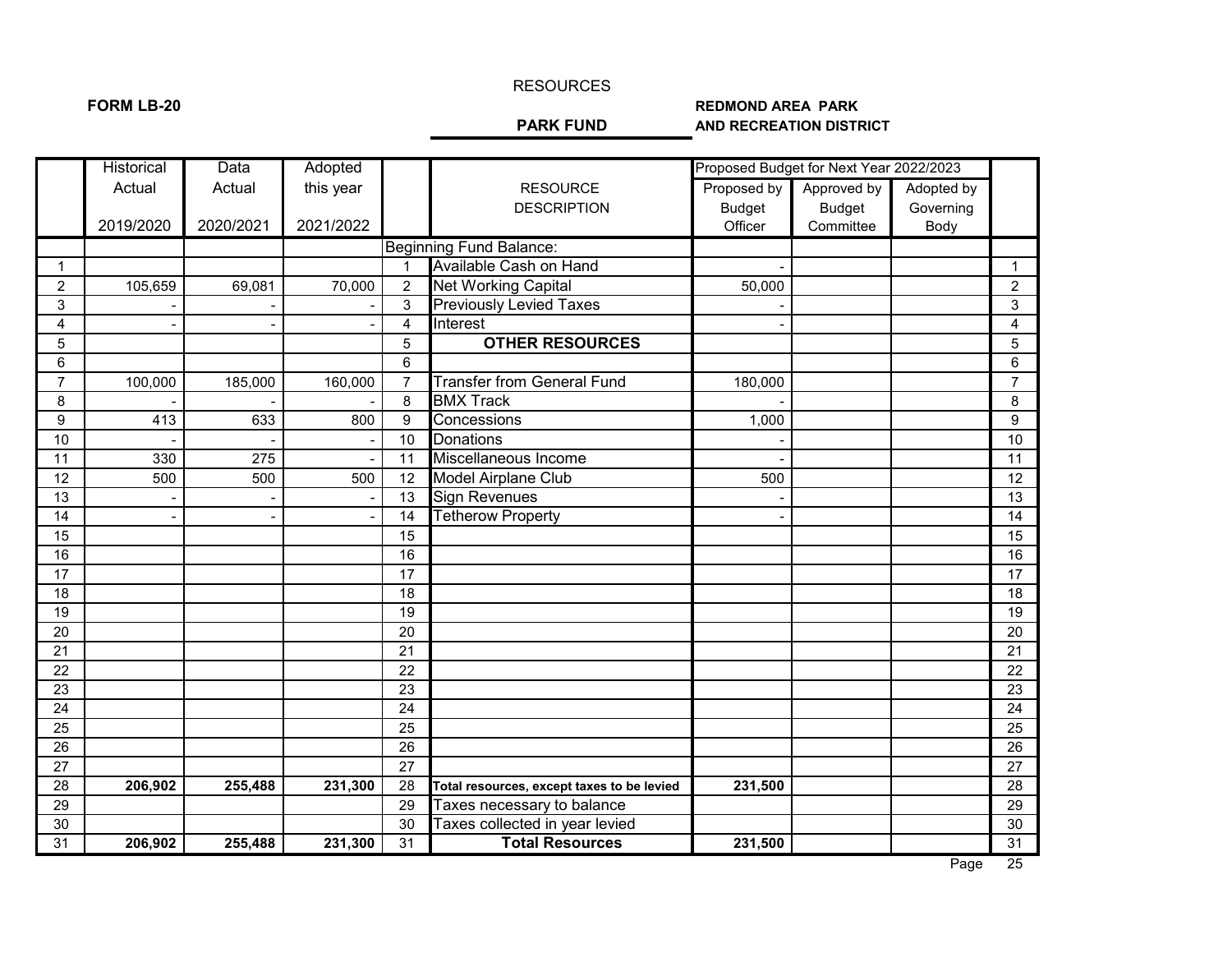RESOURCES

**FORM LB-20**

**PARK FUND**

**REDMOND AREA PARK AND RECREATION DISTRICT**

| | Historical Actual 2019/2020 | Data Actual 2020/2021 | Adopted this year 2021/2022 | | RESOURCE DESCRIPTION | Proposed Budget for Next Year 2022/2023 Proposed by Budget Officer | Approved by Budget Committee | Adopted by Governing Body | |
|---|---|---|---|---|---|---|---|---|---|
| | | | | | Beginning Fund Balance: | | | | |
| 1 | | | | 1 | Available Cash on Hand | - | | | 1 |
| 2 | 105,659 | 69,081 | 70,000 | 2 | Net Working Capital | 50,000 | | | 2 |
| 3 | - | - | - | 3 | Previously Levied Taxes | - | | | 3 |
| 4 | - | - | - | 4 | Interest | - | | | 4 |
| 5 | | | | 5 | **OTHER RESOURCES** | | | | 5 |
| 6 | | | | 6 | | | | | 6 |
| 7 | 100,000 | 185,000 | 160,000 | 7 | Transfer from General Fund | 180,000 | | | 7 |
| 8 | - | - | - | 8 | BMX Track | - | | | 8 |
| 9 | 413 | 633 | 800 | 9 | Concessions | 1,000 | | | 9 |
| 10 | - | - | - | 10 | Donations | - | | | 10 |
| 11 | 330 | 275 | - | 11 | Miscellaneous Income | - | | | 11 |
| 12 | 500 | 500 | 500 | 12 | Model Airplane Club | 500 | | | 12 |
| 13 | - | - | - | 13 | Sign Revenues | - | | | 13 |
| 14 | - | - | - | 14 | Tetherow Property | - | | | 14 |
| 15 | | | | 15 | | | | | 15 |
| 16 | | | | 16 | | | | | 16 |
| 17 | | | | 17 | | | | | 17 |
| 18 | | | | 18 | | | | | 18 |
| 19 | | | | 19 | | | | | 19 |
| 20 | | | | 20 | | | | | 20 |
| 21 | | | | 21 | | | | | 21 |
| 22 | | | | 22 | | | | | 22 |
| 23 | | | | 23 | | | | | 23 |
| 24 | | | | 24 | | | | | 24 |
| 25 | | | | 25 | | | | | 25 |
| 26 | | | | 26 | | | | | 26 |
| 27 | | | | 27 | | | | | 27 |
| 28 | **206,902** | **255,488** | **231,300** | 28 | **Total resources, except taxes to be levied** | **231,500** | | | 28 |
| 29 | | | | 29 | Taxes necessary to balance | | | | 29 |
| 30 | | | | 30 | Taxes collected in year levied | | | | 30 |
| 31 | **206,902** | **255,488** | **231,300** | 31 | **Total Resources** | **231,500** | | | 31 |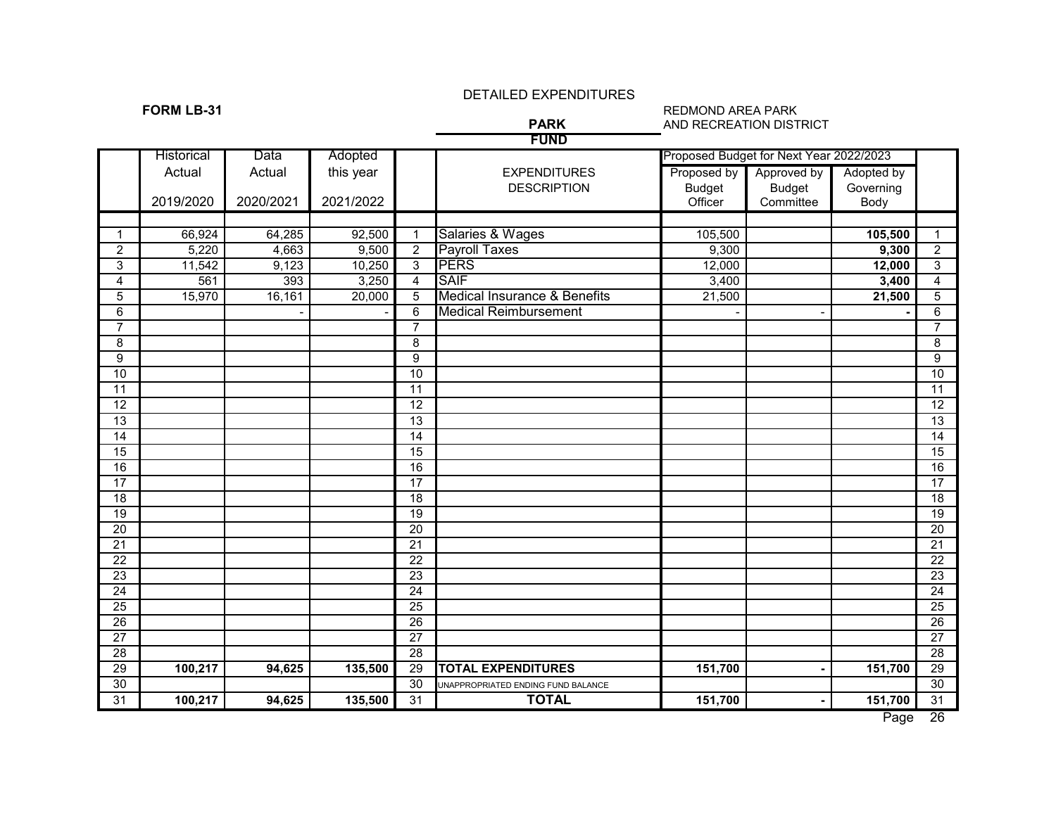DETAILED EXPENDITURES

**FORM LB-31**

**PARK FUND**

REDMOND AREA PARK AND RECREATION DISTRICT

| | Historical Actual | Data Actual | Adopted this year | | EXPENDITURES DESCRIPTION | Proposed Budget for Next Year 2022/2023 | | | |
|---|---|---|---|---|---|---|---|---|---|
| | 2019/2020 | 2020/2021 | 2021/2022 | | | Proposed by Budget Officer | Approved by Budget Committee | Adopted by Governing Body | |
| 1 | 66,924 | 64,285 | 92,500 | 1 | Salaries & Wages | 105,500 | | **105,500** | 1 |
| 2 | 5,220 | 4,663 | 9,500 | 2 | Payroll Taxes | 9,300 | | **9,300** | 2 |
| 3 | 11,542 | 9,123 | 10,250 | 3 | PERS | 12,000 | | **12,000** | 3 |
| 4 | 561 | 393 | 3,250 | 4 | SAIF | 3,400 | | **3,400** | 4 |
| 5 | 15,970 | 16,161 | 20,000 | 5 | Medical Insurance & Benefits | 21,500 | | **21,500** | 5 |
| 6 | | - | - | 6 | Medical Reimbursement | - | - | **-** | 6 |
| 7 | | | | 7 | | | | | 7 |
| 8 | | | | 8 | | | | | 8 |
| 9 | | | | 9 | | | | | 9 |
| 10 | | | | 10 | | | | | 10 |
| 11 | | | | 11 | | | | | 11 |
| 12 | | | | 12 | | | | | 12 |
| 13 | | | | 13 | | | | | 13 |
| 14 | | | | 14 | | | | | 14 |
| 15 | | | | 15 | | | | | 15 |
| 16 | | | | 16 | | | | | 16 |
| 17 | | | | 17 | | | | | 17 |
| 18 | | | | 18 | | | | | 18 |
| 19 | | | | 19 | | | | | 19 |
| 20 | | | | 20 | | | | | 20 |
| 21 | | | | 21 | | | | | 21 |
| 22 | | | | 22 | | | | | 22 |
| 23 | | | | 23 | | | | | 23 |
| 24 | | | | 24 | | | | | 24 |
| 25 | | | | 25 | | | | | 25 |
| 26 | | | | 26 | | | | | 26 |
| 27 | | | | 27 | | | | | 27 |
| 28 | | | | 28 | | | | | 28 |
| 29 | **100,217** | **94,625** | **135,500** | 29 | **TOTAL EXPENDITURES** | **151,700** | **-** | **151,700** | 29 |
| 30 | | | | 30 | UNAPPROPRIATED ENDING FUND BALANCE | | | | 30 |
| 31 | **100,217** | **94,625** | **135,500** | 31 | **TOTAL** | **151,700** | **-** | **151,700** | 31 |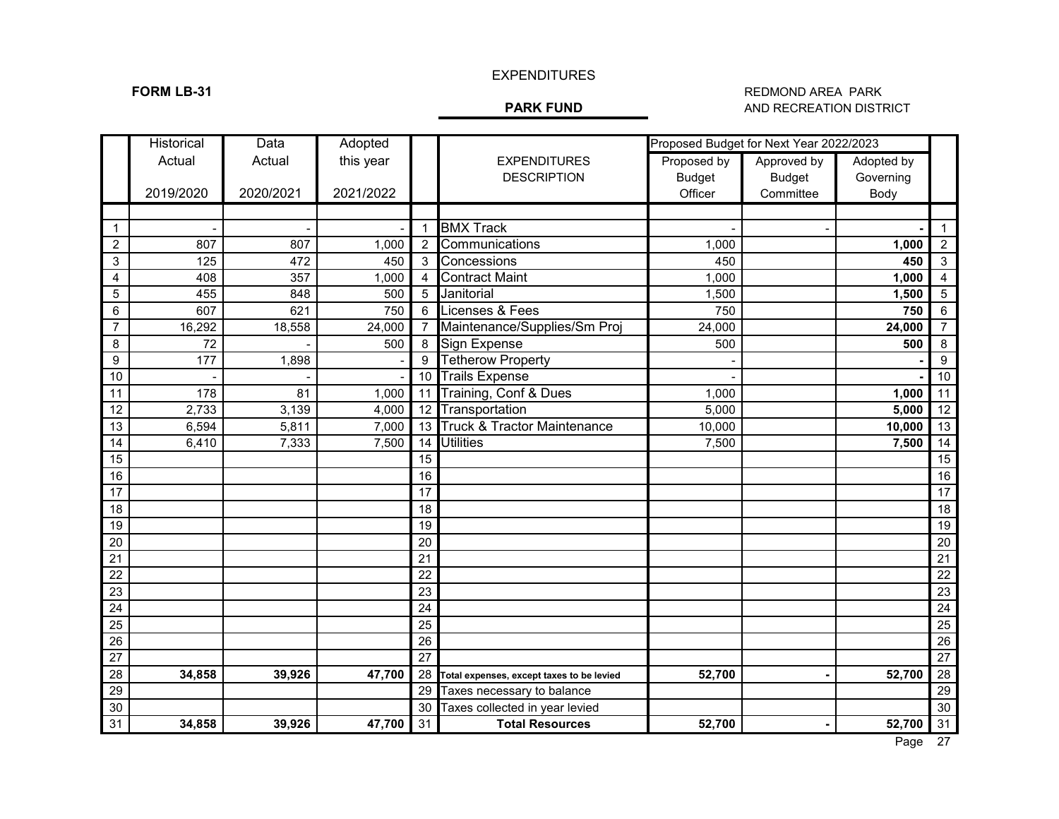FORM LB-31

# EXPENDITURES

## PARK FUND

REDMOND AREA PARK AND RECREATION DISTRICT

| | Historical Actual 2019/2020 | Data Actual 2020/2021 | Adopted this year 2021/2022 | | EXPENDITURES DESCRIPTION | Proposed Budget for Next Year 2022/2023: Proposed by Budget Officer | Approved by Budget Committee | Adopted by Governing Body | |
|---|---|---|---|---|---|---|---|---|---|
| 1 | - | - | - | 1 | BMX Track | - | - | **-** | 1 |
| 2 | 807 | 807 | 1,000 | 2 | Communications | 1,000 | | **1,000** | 2 |
| 3 | 125 | 472 | 450 | 3 | Concessions | 450 | | **450** | 3 |
| 4 | 408 | 357 | 1,000 | 4 | Contract Maint | 1,000 | | **1,000** | 4 |
| 5 | 455 | 848 | 500 | 5 | Janitorial | 1,500 | | **1,500** | 5 |
| 6 | 607 | 621 | 750 | 6 | Licenses & Fees | 750 | | **750** | 6 |
| 7 | 16,292 | 18,558 | 24,000 | 7 | Maintenance/Supplies/Sm Proj | 24,000 | | **24,000** | 7 |
| 8 | 72 | - | 500 | 8 | Sign Expense | 500 | | **500** | 8 |
| 9 | 177 | 1,898 | - | 9 | Tetherow Property | - | | **-** | 9 |
| 10 | - | - | - | 10 | Trails Expense | - | | **-** | 10 |
| 11 | 178 | 81 | 1,000 | 11 | Training, Conf & Dues | 1,000 | | **1,000** | 11 |
| 12 | 2,733 | 3,139 | 4,000 | 12 | Transportation | 5,000 | | **5,000** | 12 |
| 13 | 6,594 | 5,811 | 7,000 | 13 | Truck & Tractor Maintenance | 10,000 | | **10,000** | 13 |
| 14 | 6,410 | 7,333 | 7,500 | 14 | Utilities | 7,500 | | **7,500** | 14 |
| 15 | | | | 15 | | | | | 15 |
| 16 | | | | 16 | | | | | 16 |
| 17 | | | | 17 | | | | | 17 |
| 18 | | | | 18 | | | | | 18 |
| 19 | | | | 19 | | | | | 19 |
| 20 | | | | 20 | | | | | 20 |
| 21 | | | | 21 | | | | | 21 |
| 22 | | | | 22 | | | | | 22 |
| 23 | | | | 23 | | | | | 23 |
| 24 | | | | 24 | | | | | 24 |
| 25 | | | | 25 | | | | | 25 |
| 26 | | | | 26 | | | | | 26 |
| 27 | | | | 27 | | | | | 27 |
| 28 | **34,858** | **39,926** | **47,700** | 28 | Total expenses, except taxes to be levied | **52,700** | **-** | **52,700** | 28 |
| 29 | | | | 29 | Taxes necessary to balance | | | | 29 |
| 30 | | | | 30 | Taxes collected in year levied | | | | 30 |
| 31 | **34,858** | **39,926** | **47,700** | 31 | **Total Resources** | **52,700** | **-** | **52,700** | 31 |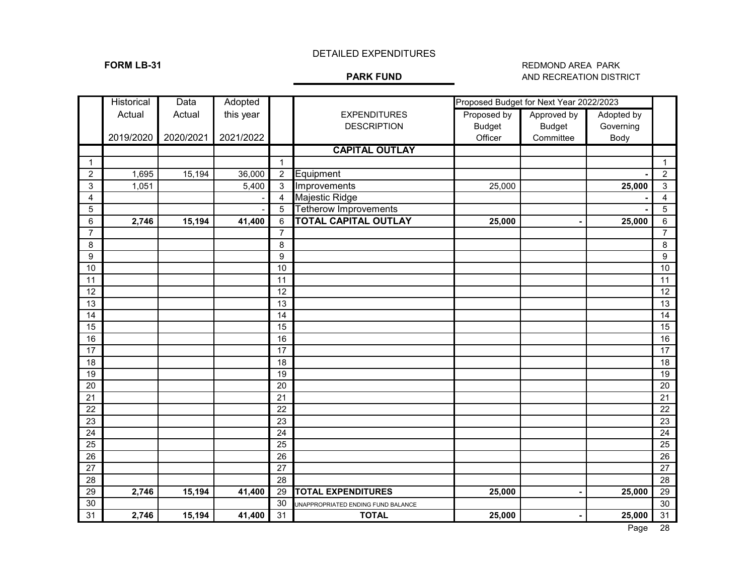DETAILED EXPENDITURES

**FORM LB-31**

**PARK FUND**

REDMOND AREA PARK
AND RECREATION DISTRICT

| | Historical Actual 2019/2020 | Data Actual 2020/2021 | Adopted this year 2021/2022 | | EXPENDITURES DESCRIPTION | Proposed Budget for Next Year 2022/2023 Proposed by Budget Officer | Approved by Budget Committee | Adopted by Governing Body | |
|---|---|---|---|---|---|---|---|---|---|
| | | | | | **CAPITAL OUTLAY** | | | | |
| 1 | | | | 1 | | | | | 1 |
| 2 | 1,695 | 15,194 | 36,000 | 2 | Equipment | | | **-** | 2 |
| 3 | 1,051 | | 5,400 | 3 | Improvements | 25,000 | | **25,000** | 3 |
| 4 | | | - | 4 | Majestic Ridge | | | **-** | 4 |
| 5 | | | - | 5 | Tetherow Improvements | | | **-** | 5 |
| 6 | **2,746** | **15,194** | **41,400** | 6 | **TOTAL CAPITAL OUTLAY** | **25,000** | **-** | **25,000** | 6 |
| 7 | | | | 7 | | | | | 7 |
| 8 | | | | 8 | | | | | 8 |
| 9 | | | | 9 | | | | | 9 |
| 10 | | | | 10 | | | | | 10 |
| 11 | | | | 11 | | | | | 11 |
| 12 | | | | 12 | | | | | 12 |
| 13 | | | | 13 | | | | | 13 |
| 14 | | | | 14 | | | | | 14 |
| 15 | | | | 15 | | | | | 15 |
| 16 | | | | 16 | | | | | 16 |
| 17 | | | | 17 | | | | | 17 |
| 18 | | | | 18 | | | | | 18 |
| 19 | | | | 19 | | | | | 19 |
| 20 | | | | 20 | | | | | 20 |
| 21 | | | | 21 | | | | | 21 |
| 22 | | | | 22 | | | | | 22 |
| 23 | | | | 23 | | | | | 23 |
| 24 | | | | 24 | | | | | 24 |
| 25 | | | | 25 | | | | | 25 |
| 26 | | | | 26 | | | | | 26 |
| 27 | | | | 27 | | | | | 27 |
| 28 | | | | 28 | | | | | 28 |
| 29 | **2,746** | **15,194** | **41,400** | 29 | **TOTAL EXPENDITURES** | **25,000** | **-** | **25,000** | 29 |
| 30 | | | | 30 | UNAPPROPRIATED ENDING FUND BALANCE | | | | 30 |
| 31 | **2,746** | **15,194** | **41,400** | 31 | **TOTAL** | **25,000** | **-** | **25,000** | 31 |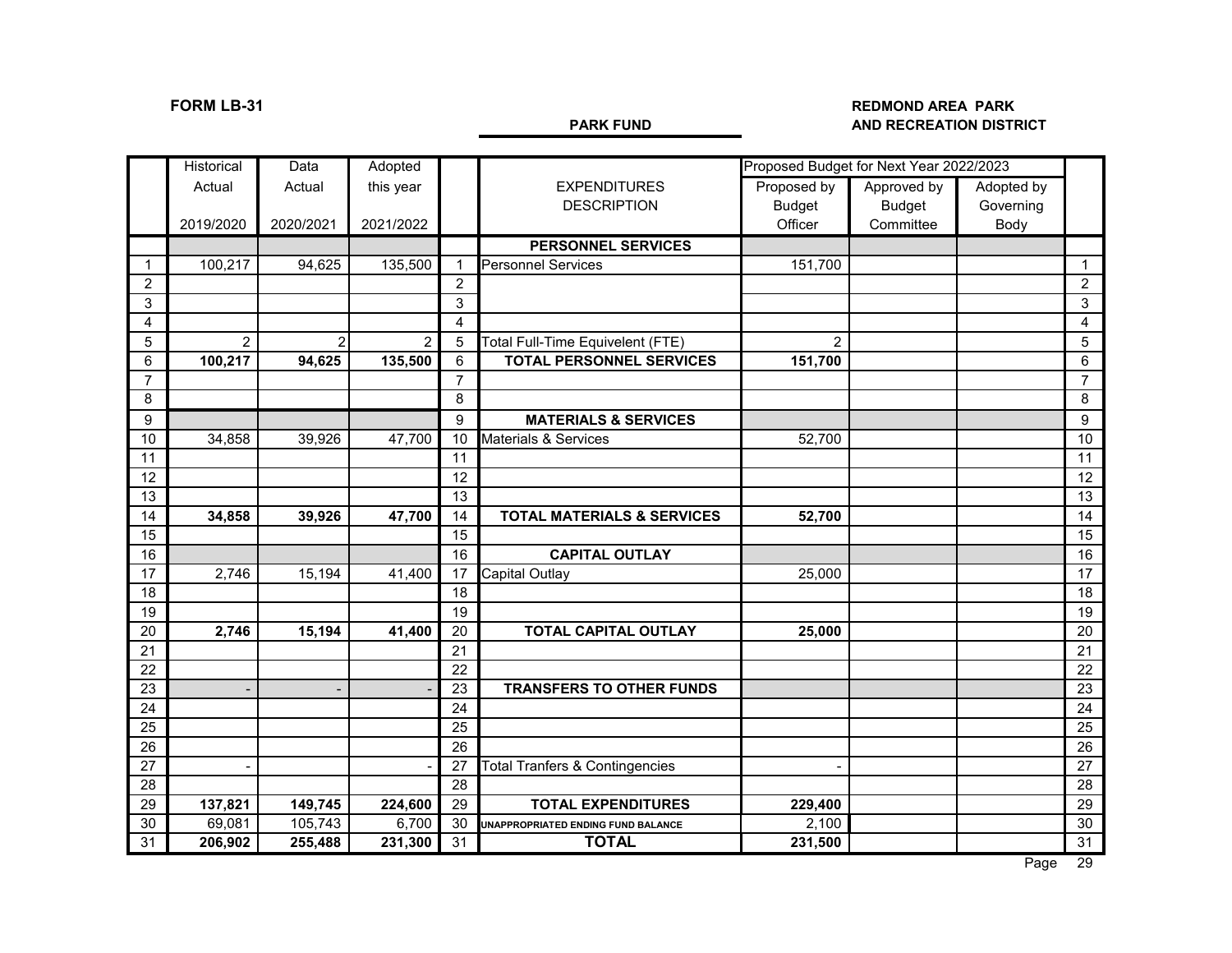**FORM LB-31**

**PARK FUND**

**REDMOND AREA PARK AND RECREATION DISTRICT**

| | Historical Actual 2019/2020 | Data Actual 2020/2021 | Adopted this year 2021/2022 | | EXPENDITURES DESCRIPTION | Proposed Budget for Next Year 2022/2023 Proposed by Budget Officer | Approved by Budget Committee | Adopted by Governing Body | |
|---|---|---|---|---|---|---|---|---|---|
| | | | | | **PERSONNEL SERVICES** | | | | |
| 1 | 100,217 | 94,625 | 135,500 | 1 | Personnel Services | 151,700 | | | 1 |
| 2 | | | | 2 | | | | | 2 |
| 3 | | | | 3 | | | | | 3 |
| 4 | | | | 4 | | | | | 4 |
| 5 | 2 | 2 | 2 | 5 | Total Full-Time Equivelent (FTE) | 2 | | | 5 |
| 6 | **100,217** | **94,625** | **135,500** | 6 | **TOTAL PERSONNEL SERVICES** | **151,700** | | | 6 |
| 7 | | | | 7 | | | | | 7 |
| 8 | | | | 8 | | | | | 8 |
| 9 | | | | 9 | **MATERIALS & SERVICES** | | | | 9 |
| 10 | 34,858 | 39,926 | 47,700 | 10 | Materials & Services | 52,700 | | | 10 |
| 11 | | | | 11 | | | | | 11 |
| 12 | | | | 12 | | | | | 12 |
| 13 | | | | 13 | | | | | 13 |
| 14 | **34,858** | **39,926** | **47,700** | 14 | **TOTAL MATERIALS & SERVICES** | **52,700** | | | 14 |
| 15 | | | | 15 | | | | | 15 |
| 16 | | | | 16 | **CAPITAL OUTLAY** | | | | 16 |
| 17 | 2,746 | 15,194 | 41,400 | 17 | Capital Outlay | 25,000 | | | 17 |
| 18 | | | | 18 | | | | | 18 |
| 19 | | | | 19 | | | | | 19 |
| 20 | **2,746** | **15,194** | **41,400** | 20 | **TOTAL CAPITAL OUTLAY** | **25,000** | | | 20 |
| 21 | | | | 21 | | | | | 21 |
| 22 | | | | 22 | | | | | 22 |
| 23 | - | - | - | 23 | **TRANSFERS TO OTHER FUNDS** | | | | 23 |
| 24 | | | | 24 | | | | | 24 |
| 25 | | | | 25 | | | | | 25 |
| 26 | | | | 26 | | | | | 26 |
| 27 | - | | - | 27 | Total Tranfers & Contingencies | - | | | 27 |
| 28 | | | | 28 | | | | | 28 |
| 29 | **137,821** | **149,745** | **224,600** | 29 | **TOTAL EXPENDITURES** | **229,400** | | | 29 |
| 30 | 69,081 | 105,743 | 6,700 | 30 | UNAPPROPRIATED ENDING FUND BALANCE | 2,100 | | | 30 |
| 31 | **206,902** | **255,488** | **231,300** | 31 | **TOTAL** | **231,500** | | | 31 |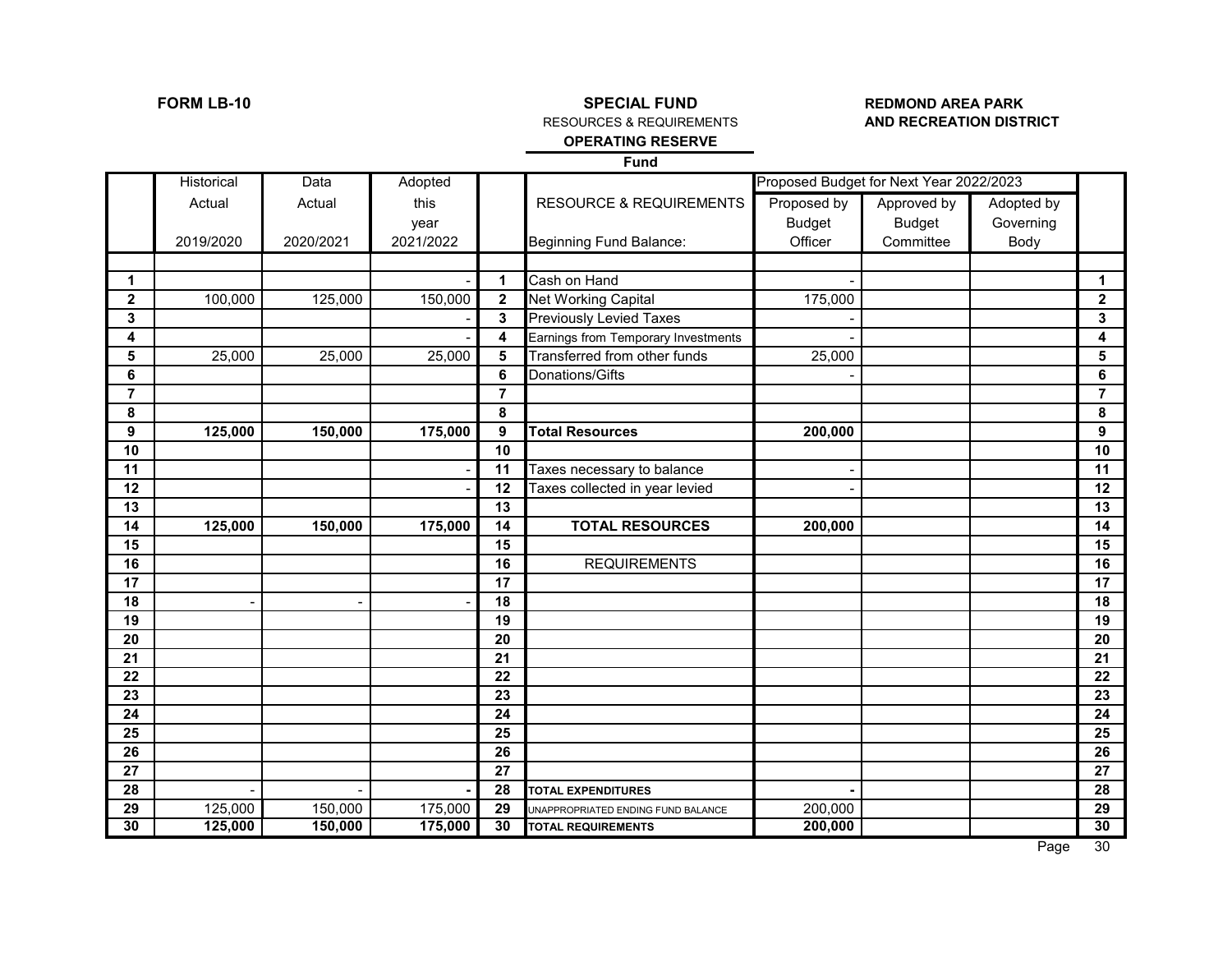**FORM LB-10**

**SPECIAL FUND**
RESOURCES & REQUIREMENTS
**OPERATING RESERVE**
**Fund**

**REDMOND AREA PARK AND RECREATION DISTRICT**

| | Historical Actual 2019/2020 | Data Actual 2020/2021 | Adopted this year 2021/2022 | | RESOURCE & REQUIREMENTS | Proposed Budget for Next Year 2022/2023: Proposed by Budget Officer | Approved by Budget Committee | Adopted by Governing Body | |
|---|---|---|---|---|---|---|---|---|---|
| | | | | | Beginning Fund Balance: | | | | |
| **1** | | | - | **1** | Cash on Hand | - | | | **1** |
| **2** | 100,000 | 125,000 | 150,000 | **2** | Net Working Capital | 175,000 | | | **2** |
| **3** | | | - | **3** | Previously Levied Taxes | - | | | **3** |
| **4** | | | - | **4** | Earnings from Temporary Investments | - | | | **4** |
| **5** | 25,000 | 25,000 | 25,000 | **5** | Transferred from other funds | 25,000 | | | **5** |
| **6** | | | | **6** | Donations/Gifts | - | | | **6** |
| **7** | | | | **7** | | | | | **7** |
| **8** | | | | **8** | | | | | **8** |
| **9** | **125,000** | **150,000** | **175,000** | **9** | **Total Resources** | **200,000** | | | **9** |
| **10** | | | | **10** | | | | | **10** |
| **11** | | | - | **11** | Taxes necessary to balance | - | | | **11** |
| **12** | | | - | **12** | Taxes collected in year levied | - | | | **12** |
| **13** | | | | **13** | | | | | **13** |
| **14** | **125,000** | **150,000** | **175,000** | **14** | **TOTAL RESOURCES** | **200,000** | | | **14** |
| **15** | | | | **15** | | | | | **15** |
| **16** | | | | **16** | REQUIREMENTS | | | | **16** |
| **17** | | | | **17** | | | | | **17** |
| **18** | - | - | - | **18** | | | | | **18** |
| **19** | | | | **19** | | | | | **19** |
| **20** | | | | **20** | | | | | **20** |
| **21** | | | | **21** | | | | | **21** |
| **22** | | | | **22** | | | | | **22** |
| **23** | | | | **23** | | | | | **23** |
| **24** | | | | **24** | | | | | **24** |
| **25** | | | | **25** | | | | | **25** |
| **26** | | | | **26** | | | | | **26** |
| **27** | | | | **27** | | | | | **27** |
| **28** | - | - | **-** | **28** | **TOTAL EXPENDITURES** | **-** | | | **28** |
| **29** | 125,000 | 150,000 | 175,000 | **29** | UNAPPROPRIATED ENDING FUND BALANCE | 200,000 | | | **29** |
| **30** | **125,000** | **150,000** | **175,000** | **30** | **TOTAL REQUIREMENTS** | **200,000** | | | **30** |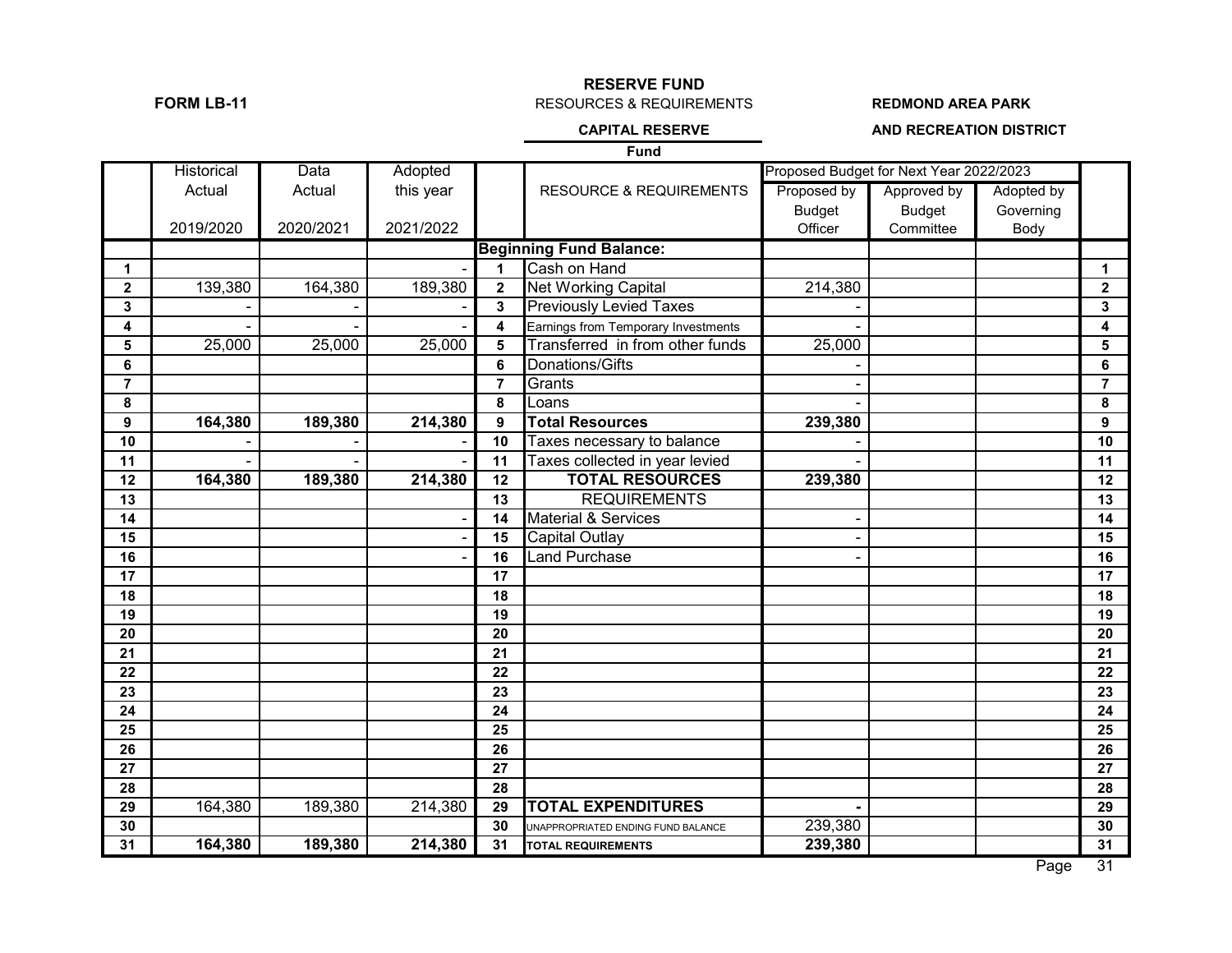**FORM LB-11**

**RESERVE FUND**
RESOURCES & REQUIREMENTS

**CAPITAL RESERVE**
**Fund**

**REDMOND AREA PARK AND RECREATION DISTRICT**

| | Historical Actual 2019/2020 | Data Actual 2020/2021 | Adopted this year 2021/2022 | | RESOURCE & REQUIREMENTS | Proposed Budget for Next Year 2022/2023 Proposed by Budget Officer | Approved by Budget Committee | Adopted by Governing Body | |
|---|---|---|---|---|---|---|---|---|---|
| | | | | | **Beginning Fund Balance:** | | | | |
| 1 | | | - | 1 | Cash on Hand | | | | 1 |
| 2 | 139,380 | 164,380 | 189,380 | 2 | Net Working Capital | 214,380 | | | 2 |
| 3 | - | - | - | 3 | Previously Levied Taxes | - | | | 3 |
| 4 | - | - | - | 4 | Earnings from Temporary Investments | - | | | 4 |
| 5 | 25,000 | 25,000 | 25,000 | 5 | Transferred in from other funds | 25,000 | | | 5 |
| 6 | | | | 6 | Donations/Gifts | - | | | 6 |
| 7 | | | | 7 | Grants | - | | | 7 |
| 8 | | | | 8 | Loans | - | | | 8 |
| 9 | **164,380** | **189,380** | **214,380** | 9 | **Total Resources** | **239,380** | | | 9 |
| 10 | - | - | - | 10 | Taxes necessary to balance | - | | | 10 |
| 11 | - | - | - | 11 | Taxes collected in year levied | - | | | 11 |
| 12 | **164,380** | **189,380** | **214,380** | 12 | **TOTAL RESOURCES** | **239,380** | | | 12 |
| 13 | | | | 13 | REQUIREMENTS | | | | 13 |
| 14 | | | - | 14 | Material & Services | - | | | 14 |
| 15 | | | - | 15 | Capital Outlay | - | | | 15 |
| 16 | | | - | 16 | Land Purchase | - | | | 16 |
| 17 | | | | 17 | | | | | 17 |
| 18 | | | | 18 | | | | | 18 |
| 19 | | | | 19 | | | | | 19 |
| 20 | | | | 20 | | | | | 20 |
| 21 | | | | 21 | | | | | 21 |
| 22 | | | | 22 | | | | | 22 |
| 23 | | | | 23 | | | | | 23 |
| 24 | | | | 24 | | | | | 24 |
| 25 | | | | 25 | | | | | 25 |
| 26 | | | | 26 | | | | | 26 |
| 27 | | | | 27 | | | | | 27 |
| 28 | | | | 28 | | | | | 28 |
| 29 | 164,380 | 189,380 | 214,380 | 29 | **TOTAL EXPENDITURES** | **-** | | | 29 |
| 30 | | | | 30 | UNAPPROPRIATED ENDING FUND BALANCE | 239,380 | | | 30 |
| 31 | **164,380** | **189,380** | **214,380** | 31 | **TOTAL REQUIREMENTS** | **239,380** | | | 31 |